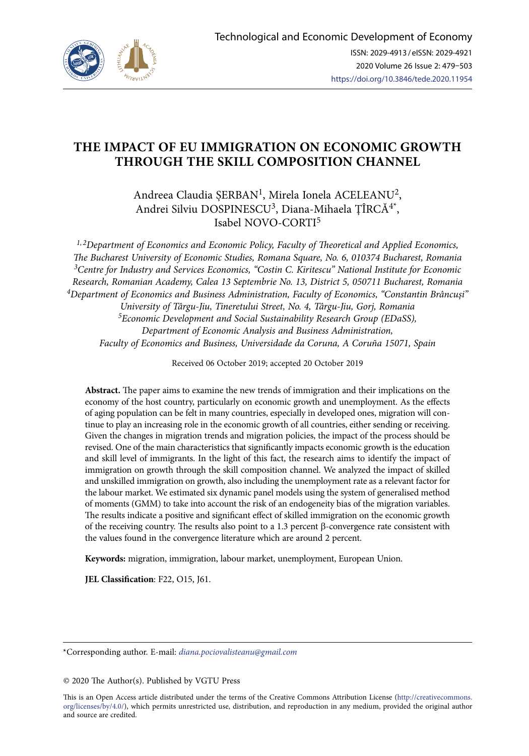# THE IMPACT OF EU IMMIGRATION ON ECONOMIC GROWTH THROUGH THE SKILL COMPOSITION CHANNEL

Andreea Claudia ȘERBAN[1], Mirela Ionela ACELEANU[2], Andrei Silviu DOSPINESCU[3], Diana-Mihaela ȚÎRCĂ[4*], Isabel NOVO-CORTI[5]

*[1,2]Department of Economics and Economic Policy, Faculty of Theoretical and Applied Economics, The Bucharest University of Economic Studies, Romana Square, No. 6, 010374 Bucharest, Romania*
*[3]Centre for Industry and Services Economics, "Costin C. Kiritescu" National Institute for Economic Research, Romanian Academy, Calea 13 Septembrie No. 13, District 5, 050711 Bucharest, Romania*
*[4]Department of Economics and Business Administration, Faculty of Economics, "Constantin Brâncuși" University of Târgu-Jiu, Tineretului Street, No. 4, Târgu-Jiu, Gorj, Romania*
*[5]Economic Development and Social Sustainability Research Group (EDaSS), Department of Economic Analysis and Business Administration, Faculty of Economics and Business, Universidade da Coruna, A Coruña 15071, Spain*

Received 06 October 2019; accepted 20 October 2019

**Abstract.** The paper aims to examine the new trends of immigration and their implications on the economy of the host country, particularly on economic growth and unemployment. As the effects of aging population can be felt in many countries, especially in developed ones, migration will continue to play an increasing role in the economic growth of all countries, either sending or receiving. Given the changes in migration trends and migration policies, the impact of the process should be revised. One of the main characteristics that significantly impacts economic growth is the education and skill level of immigrants. In the light of this fact, the research aims to identify the impact of immigration on growth through the skill composition channel. We analyzed the impact of skilled and unskilled immigration on growth, also including the unemployment rate as a relevant factor for the labour market. We estimated six dynamic panel models using the system of generalised method of moments (GMM) to take into account the risk of an endogeneity bias of the migration variables. The results indicate a positive and significant effect of skilled immigration on the economic growth of the receiving country. The results also point to a 1.3 percent β-convergence rate consistent with the values found in the convergence literature which are around 2 percent.

**Keywords:** migration, immigration, labour market, unemployment, European Union.

**JEL Classification**: F22, O15, J61.

---

*Corresponding author. E-mail: *diana.pociovalisteanu@gmail.com*

© 2020 The Author(s). Published by VGTU Press

This is an Open Access article distributed under the terms of the Creative Commons Attribution License (http://creativecommons.org/licenses/by/4.0/), which permits unrestricted use, distribution, and reproduction in any medium, provided the original author and source are credited.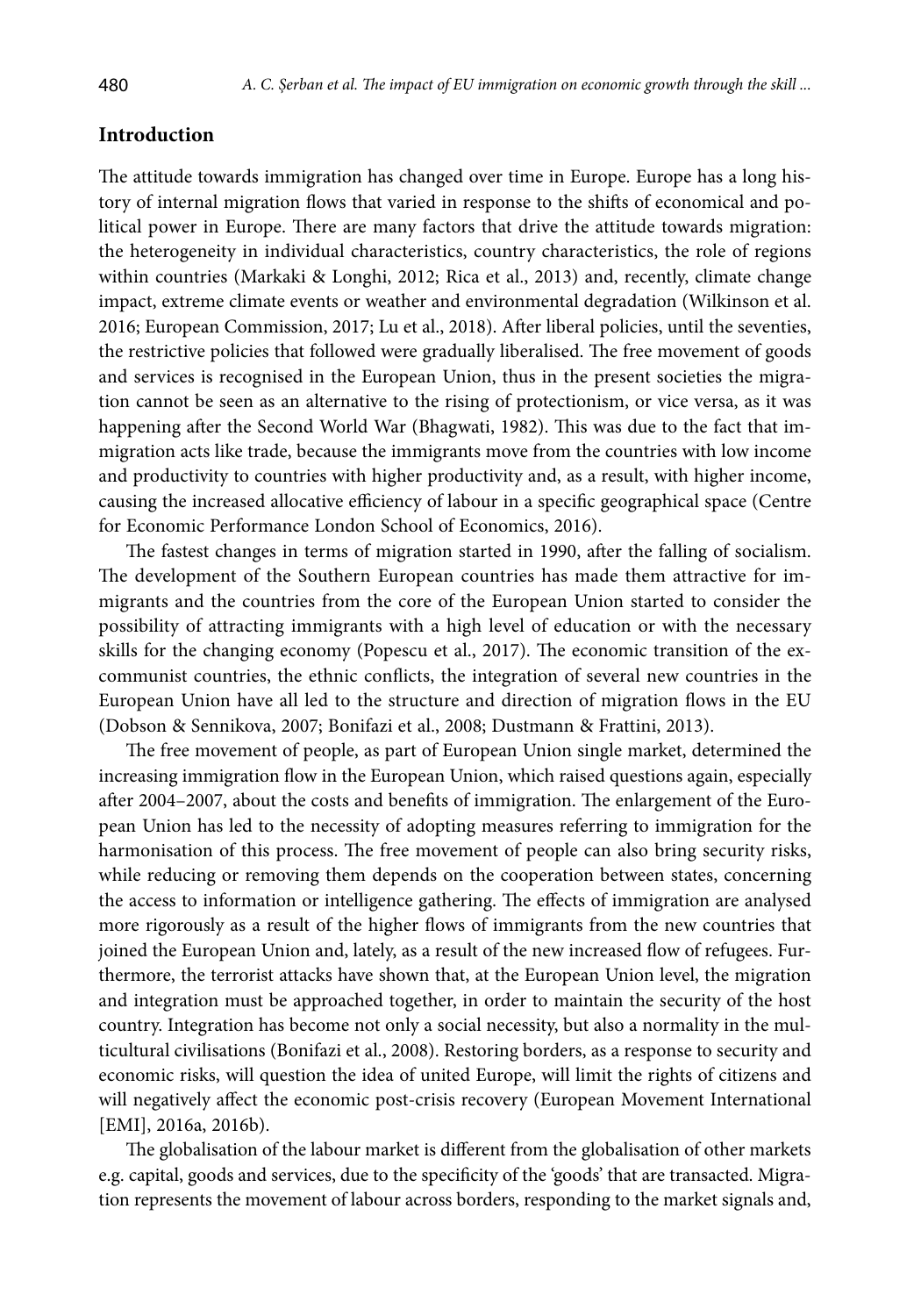## Introduction

The attitude towards immigration has changed over time in Europe. Europe has a long history of internal migration flows that varied in response to the shifts of economical and political power in Europe. There are many factors that drive the attitude towards migration: the heterogeneity in individual characteristics, country characteristics, the role of regions within countries (Markaki & Longhi, 2012; Rica et al., 2013) and, recently, climate change impact, extreme climate events or weather and environmental degradation (Wilkinson et al. 2016; European Commission, 2017; Lu et al., 2018). After liberal policies, until the seventies, the restrictive policies that followed were gradually liberalised. The free movement of goods and services is recognised in the European Union, thus in the present societies the migration cannot be seen as an alternative to the rising of protectionism, or vice versa, as it was happening after the Second World War (Bhagwati, 1982). This was due to the fact that immigration acts like trade, because the immigrants move from the countries with low income and productivity to countries with higher productivity and, as a result, with higher income, causing the increased allocative efficiency of labour in a specific geographical space (Centre for Economic Performance London School of Economics, 2016).

The fastest changes in terms of migration started in 1990, after the falling of socialism. The development of the Southern European countries has made them attractive for immigrants and the countries from the core of the European Union started to consider the possibility of attracting immigrants with a high level of education or with the necessary skills for the changing economy (Popescu et al., 2017). The economic transition of the ex-communist countries, the ethnic conflicts, the integration of several new countries in the European Union have all led to the structure and direction of migration flows in the EU (Dobson & Sennikova, 2007; Bonifazi et al., 2008; Dustmann & Frattini, 2013).

The free movement of people, as part of European Union single market, determined the increasing immigration flow in the European Union, which raised questions again, especially after 2004–2007, about the costs and benefits of immigration. The enlargement of the European Union has led to the necessity of adopting measures referring to immigration for the harmonisation of this process. The free movement of people can also bring security risks, while reducing or removing them depends on the cooperation between states, concerning the access to information or intelligence gathering. The effects of immigration are analysed more rigorously as a result of the higher flows of immigrants from the new countries that joined the European Union and, lately, as a result of the new increased flow of refugees. Furthermore, the terrorist attacks have shown that, at the European Union level, the migration and integration must be approached together, in order to maintain the security of the host country. Integration has become not only a social necessity, but also a normality in the multicultural civilisations (Bonifazi et al., 2008). Restoring borders, as a response to security and economic risks, will question the idea of united Europe, will limit the rights of citizens and will negatively affect the economic post-crisis recovery (European Movement International [EMI], 2016a, 2016b).

The globalisation of the labour market is different from the globalisation of other markets e.g. capital, goods and services, due to the specificity of the 'goods' that are transacted. Migration represents the movement of labour across borders, responding to the market signals and,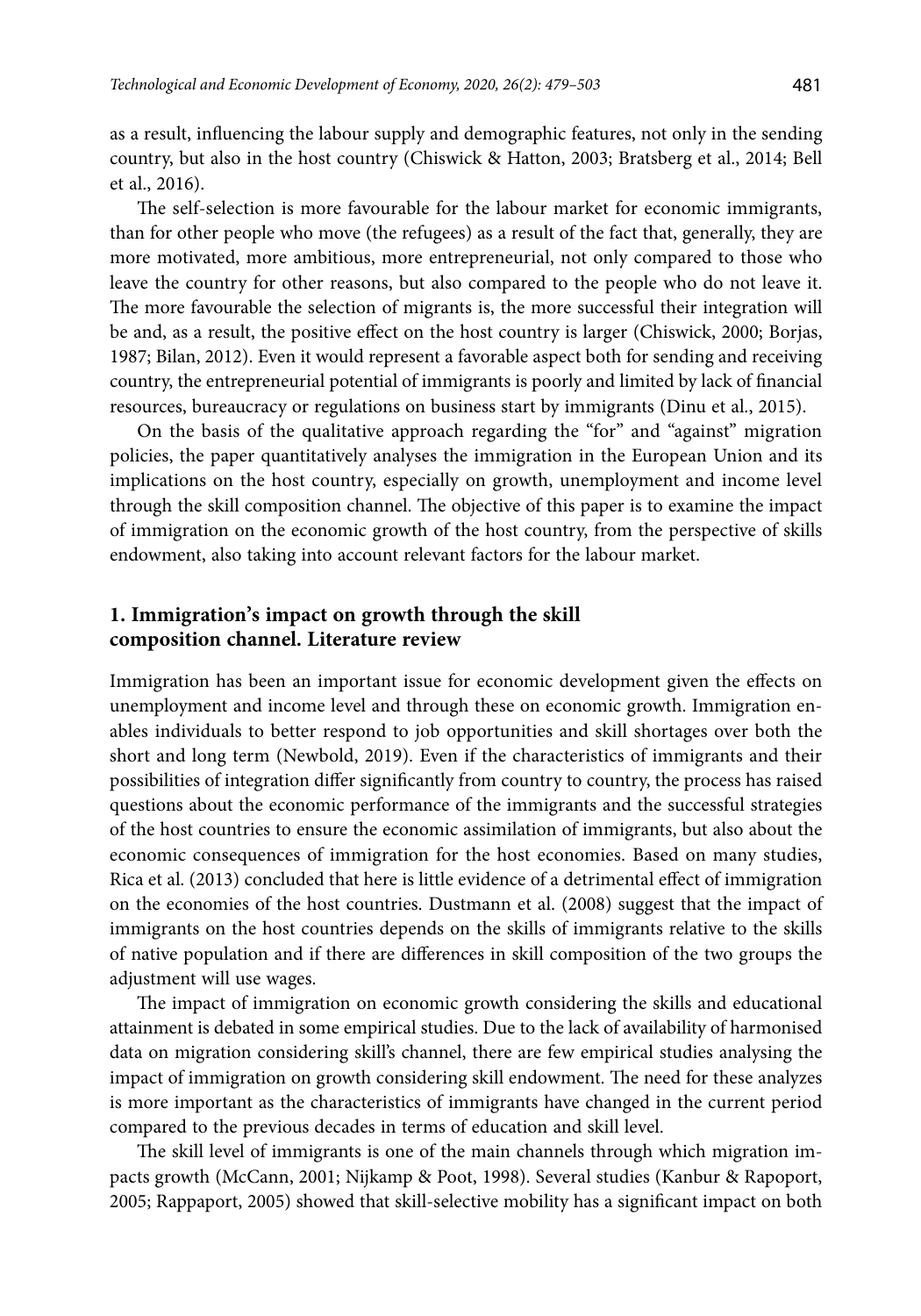as a result, influencing the labour supply and demographic features, not only in the sending country, but also in the host country (Chiswick & Hatton, 2003; Bratsberg et al., 2014; Bell et al., 2016).

The self-selection is more favourable for the labour market for economic immigrants, than for other people who move (the refugees) as a result of the fact that, generally, they are more motivated, more ambitious, more entrepreneurial, not only compared to those who leave the country for other reasons, but also compared to the people who do not leave it. The more favourable the selection of migrants is, the more successful their integration will be and, as a result, the positive effect on the host country is larger (Chiswick, 2000; Borjas, 1987; Bilan, 2012). Even it would represent a favorable aspect both for sending and receiving country, the entrepreneurial potential of immigrants is poorly and limited by lack of financial resources, bureaucracy or regulations on business start by immigrants (Dinu et al., 2015).

On the basis of the qualitative approach regarding the "for" and "against" migration policies, the paper quantitatively analyses the immigration in the European Union and its implications on the host country, especially on growth, unemployment and income level through the skill composition channel. The objective of this paper is to examine the impact of immigration on the economic growth of the host country, from the perspective of skills endowment, also taking into account relevant factors for the labour market.

## 1. Immigration's impact on growth through the skill composition channel. Literature review

Immigration has been an important issue for economic development given the effects on unemployment and income level and through these on economic growth. Immigration enables individuals to better respond to job opportunities and skill shortages over both the short and long term (Newbold, 2019). Even if the characteristics of immigrants and their possibilities of integration differ significantly from country to country, the process has raised questions about the economic performance of the immigrants and the successful strategies of the host countries to ensure the economic assimilation of immigrants, but also about the economic consequences of immigration for the host economies. Based on many studies, Rica et al. (2013) concluded that here is little evidence of a detrimental effect of immigration on the economies of the host countries. Dustmann et al. (2008) suggest that the impact of immigrants on the host countries depends on the skills of immigrants relative to the skills of native population and if there are differences in skill composition of the two groups the adjustment will use wages.

The impact of immigration on economic growth considering the skills and educational attainment is debated in some empirical studies. Due to the lack of availability of harmonised data on migration considering skill's channel, there are few empirical studies analysing the impact of immigration on growth considering skill endowment. The need for these analyzes is more important as the characteristics of immigrants have changed in the current period compared to the previous decades in terms of education and skill level.

The skill level of immigrants is one of the main channels through which migration impacts growth (McCann, 2001; Nijkamp & Poot, 1998). Several studies (Kanbur & Rapoport, 2005; Rappaport, 2005) showed that skill-selective mobility has a significant impact on both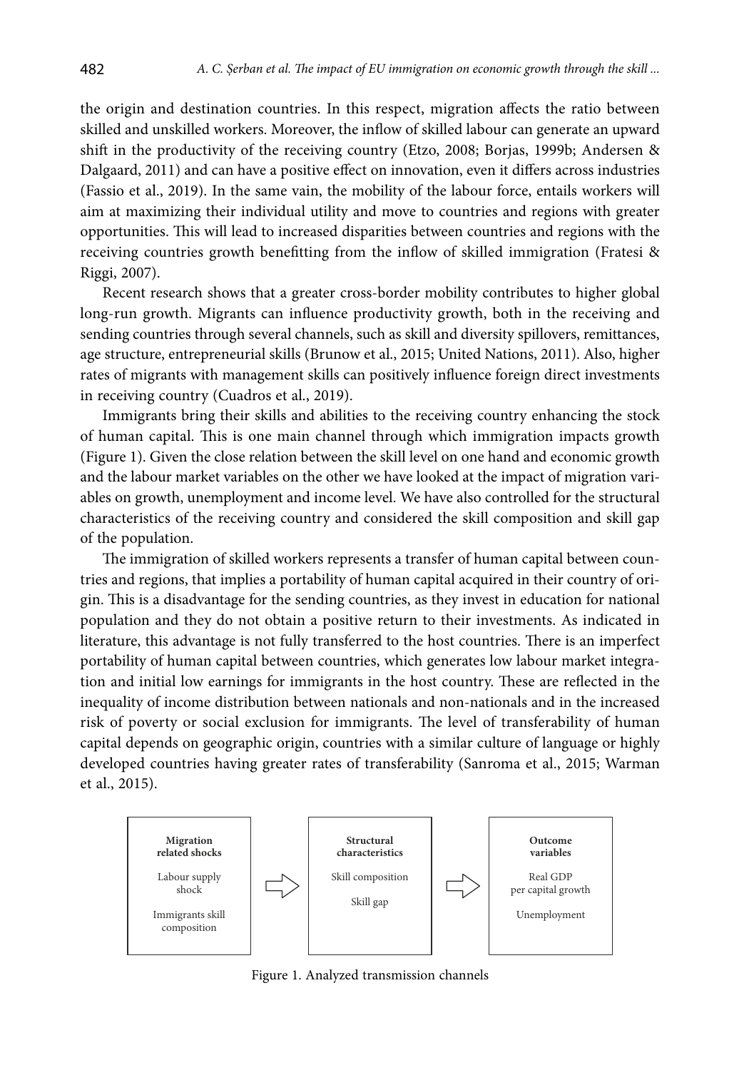the origin and destination countries. In this respect, migration affects the ratio between skilled and unskilled workers. Moreover, the inflow of skilled labour can generate an upward shift in the productivity of the receiving country (Etzo, 2008; Borjas, 1999b; Andersen & Dalgaard, 2011) and can have a positive effect on innovation, even it differs across industries (Fassio et al., 2019). In the same vain, the mobility of the labour force, entails workers will aim at maximizing their individual utility and move to countries and regions with greater opportunities. This will lead to increased disparities between countries and regions with the receiving countries growth benefitting from the inflow of skilled immigration (Fratesi & Riggi, 2007).

Recent research shows that a greater cross-border mobility contributes to higher global long-run growth. Migrants can influence productivity growth, both in the receiving and sending countries through several channels, such as skill and diversity spillovers, remittances, age structure, entrepreneurial skills (Brunow et al., 2015; United Nations, 2011). Also, higher rates of migrants with management skills can positively influence foreign direct investments in receiving country (Cuadros et al., 2019).

Immigrants bring their skills and abilities to the receiving country enhancing the stock of human capital. This is one main channel through which immigration impacts growth (Figure 1). Given the close relation between the skill level on one hand and economic growth and the labour market variables on the other we have looked at the impact of migration variables on growth, unemployment and income level. We have also controlled for the structural characteristics of the receiving country and considered the skill composition and skill gap of the population.

The immigration of skilled workers represents a transfer of human capital between countries and regions, that implies a portability of human capital acquired in their country of origin. This is a disadvantage for the sending countries, as they invest in education for national population and they do not obtain a positive return to their investments. As indicated in literature, this advantage is not fully transferred to the host countries. There is an imperfect portability of human capital between countries, which generates low labour market integration and initial low earnings for immigrants in the host country. These are reflected in the inequality of income distribution between nationals and non-nationals and in the increased risk of poverty or social exclusion for immigrants. The level of transferability of human capital depends on geographic origin, countries with a similar culture of language or highly developed countries having greater rates of transferability (Sanroma et al., 2015; Warman et al., 2015).

| **Migration related shocks** | | **Structural characteristics** | | **Outcome variables** |
|---|---|---|---|---|
| Labour supply shock | ⇨ | Skill composition | ⇨ | Real GDP per capital growth |
| Immigrants skill composition | | Skill gap | | Unemployment |

Figure 1. Analyzed transmission channels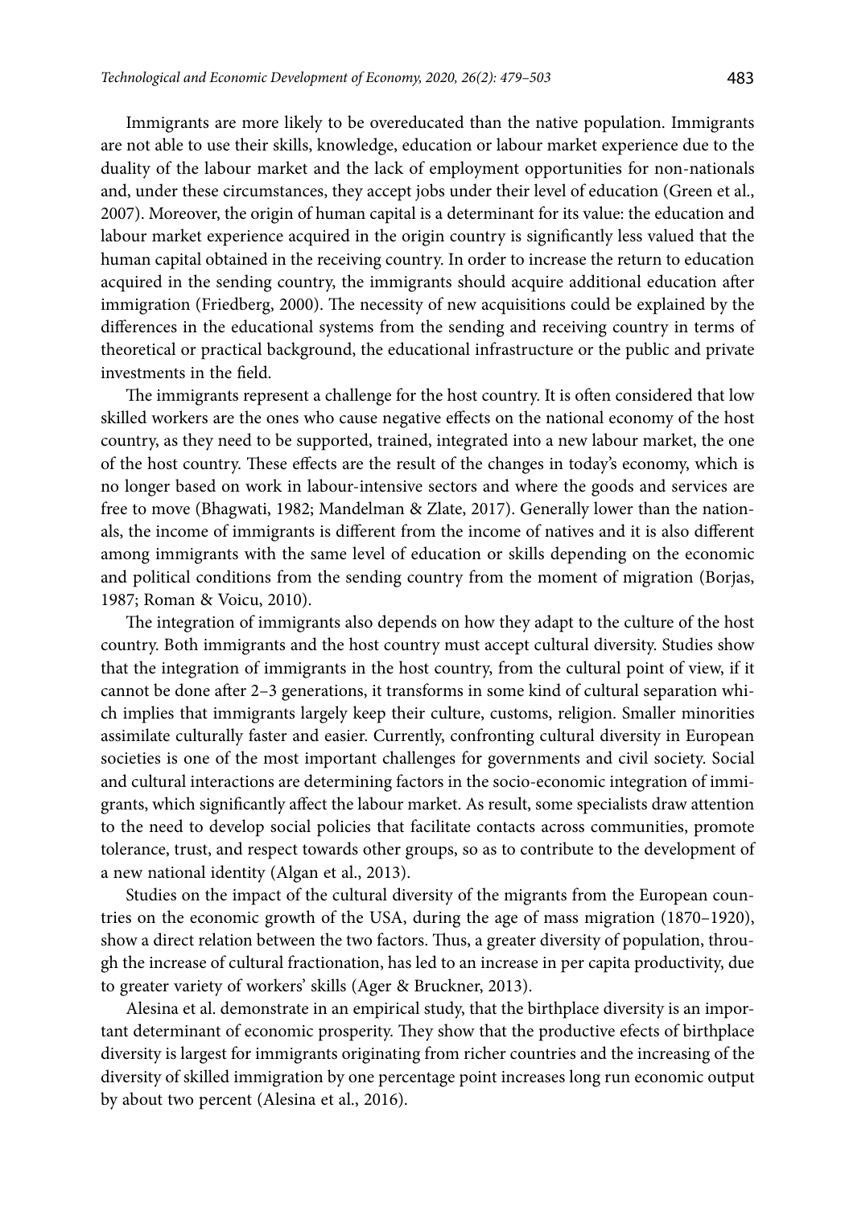Immigrants are more likely to be overeducated than the native population. Immigrants are not able to use their skills, knowledge, education or labour market experience due to the duality of the labour market and the lack of employment opportunities for non-nationals and, under these circumstances, they accept jobs under their level of education (Green et al., 2007). Moreover, the origin of human capital is a determinant for its value: the education and labour market experience acquired in the origin country is significantly less valued that the human capital obtained in the receiving country. In order to increase the return to education acquired in the sending country, the immigrants should acquire additional education after immigration (Friedberg, 2000). The necessity of new acquisitions could be explained by the differences in the educational systems from the sending and receiving country in terms of theoretical or practical background, the educational infrastructure or the public and private investments in the field.

The immigrants represent a challenge for the host country. It is often considered that low skilled workers are the ones who cause negative effects on the national economy of the host country, as they need to be supported, trained, integrated into a new labour market, the one of the host country. These effects are the result of the changes in today's economy, which is no longer based on work in labour-intensive sectors and where the goods and services are free to move (Bhagwati, 1982; Mandelman & Zlate, 2017). Generally lower than the nationals, the income of immigrants is different from the income of natives and it is also different among immigrants with the same level of education or skills depending on the economic and political conditions from the sending country from the moment of migration (Borjas, 1987; Roman & Voicu, 2010).

The integration of immigrants also depends on how they adapt to the culture of the host country. Both immigrants and the host country must accept cultural diversity. Studies show that the integration of immigrants in the host country, from the cultural point of view, if it cannot be done after 2–3 generations, it transforms in some kind of cultural separation which implies that immigrants largely keep their culture, customs, religion. Smaller minorities assimilate culturally faster and easier. Currently, confronting cultural diversity in European societies is one of the most important challenges for governments and civil society. Social and cultural interactions are determining factors in the socio-economic integration of immigrants, which significantly affect the labour market. As result, some specialists draw attention to the need to develop social policies that facilitate contacts across communities, promote tolerance, trust, and respect towards other groups, so as to contribute to the development of a new national identity (Algan et al., 2013).

Studies on the impact of the cultural diversity of the migrants from the European countries on the economic growth of the USA, during the age of mass migration (1870–1920), show a direct relation between the two factors. Thus, a greater diversity of population, through the increase of cultural fractionation, has led to an increase in per capita productivity, due to greater variety of workers' skills (Ager & Bruckner, 2013).

Alesina et al. demonstrate in an empirical study, that the birthplace diversity is an important determinant of economic prosperity. They show that the productive efects of birthplace diversity is largest for immigrants originating from richer countries and the increasing of the diversity of skilled immigration by one percentage point increases long run economic output by about two percent (Alesina et al., 2016).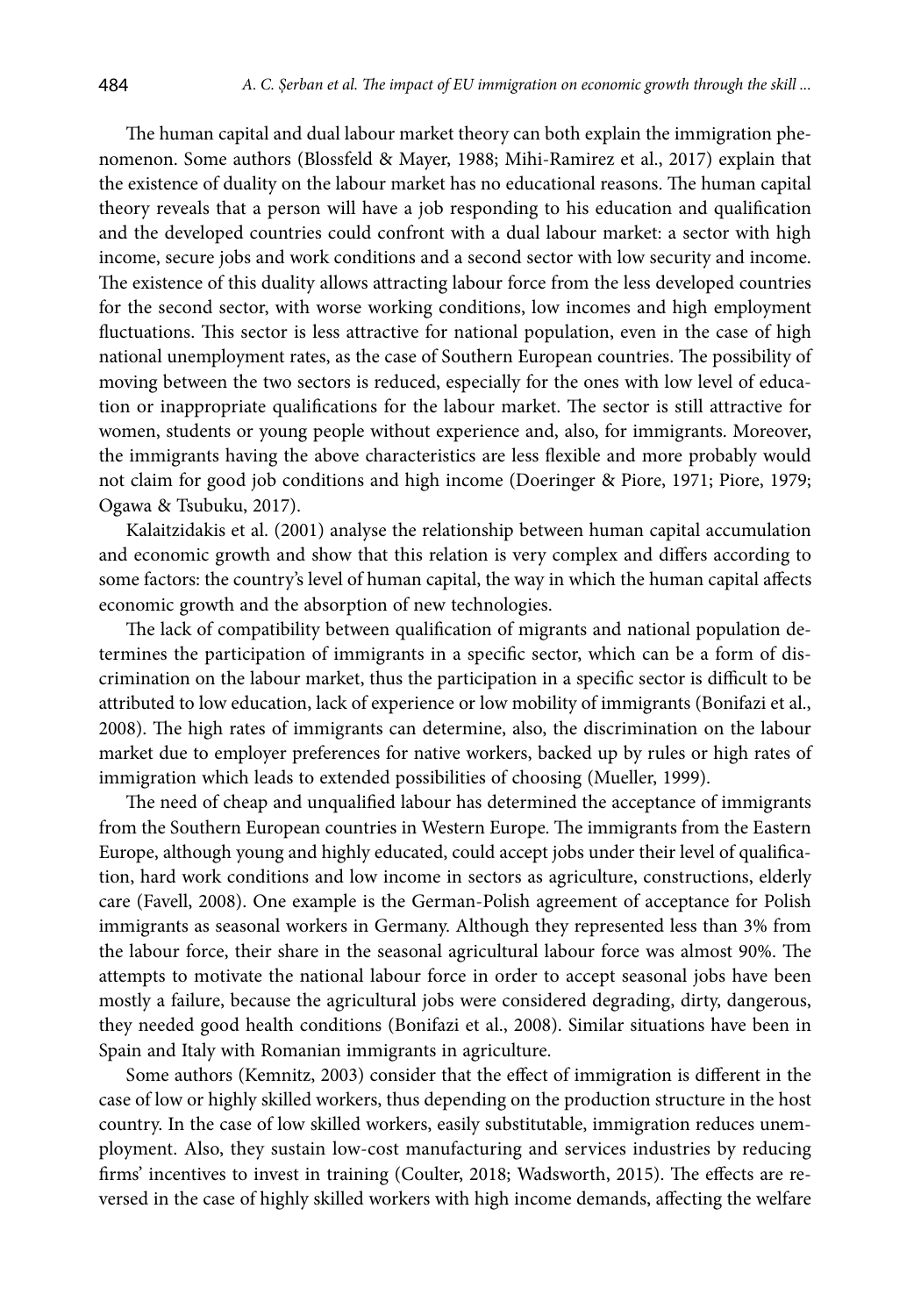The human capital and dual labour market theory can both explain the immigration phenomenon. Some authors (Blossfeld & Mayer, 1988; Mihi-Ramirez et al., 2017) explain that the existence of duality on the labour market has no educational reasons. The human capital theory reveals that a person will have a job responding to his education and qualification and the developed countries could confront with a dual labour market: a sector with high income, secure jobs and work conditions and a second sector with low security and income. The existence of this duality allows attracting labour force from the less developed countries for the second sector, with worse working conditions, low incomes and high employment fluctuations. This sector is less attractive for national population, even in the case of high national unemployment rates, as the case of Southern European countries. The possibility of moving between the two sectors is reduced, especially for the ones with low level of education or inappropriate qualifications for the labour market. The sector is still attractive for women, students or young people without experience and, also, for immigrants. Moreover, the immigrants having the above characteristics are less flexible and more probably would not claim for good job conditions and high income (Doeringer & Piore, 1971; Piore, 1979; Ogawa & Tsubuku, 2017).

Kalaitzidakis et al. (2001) analyse the relationship between human capital accumulation and economic growth and show that this relation is very complex and differs according to some factors: the country's level of human capital, the way in which the human capital affects economic growth and the absorption of new technologies.

The lack of compatibility between qualification of migrants and national population determines the participation of immigrants in a specific sector, which can be a form of discrimination on the labour market, thus the participation in a specific sector is difficult to be attributed to low education, lack of experience or low mobility of immigrants (Bonifazi et al., 2008). The high rates of immigrants can determine, also, the discrimination on the labour market due to employer preferences for native workers, backed up by rules or high rates of immigration which leads to extended possibilities of choosing (Mueller, 1999).

The need of cheap and unqualified labour has determined the acceptance of immigrants from the Southern European countries in Western Europe. The immigrants from the Eastern Europe, although young and highly educated, could accept jobs under their level of qualification, hard work conditions and low income in sectors as agriculture, constructions, elderly care (Favell, 2008). One example is the German-Polish agreement of acceptance for Polish immigrants as seasonal workers in Germany. Although they represented less than 3% from the labour force, their share in the seasonal agricultural labour force was almost 90%. The attempts to motivate the national labour force in order to accept seasonal jobs have been mostly a failure, because the agricultural jobs were considered degrading, dirty, dangerous, they needed good health conditions (Bonifazi et al., 2008). Similar situations have been in Spain and Italy with Romanian immigrants in agriculture.

Some authors (Kemnitz, 2003) consider that the effect of immigration is different in the case of low or highly skilled workers, thus depending on the production structure in the host country. In the case of low skilled workers, easily substitutable, immigration reduces unemployment. Also, they sustain low-cost manufacturing and services industries by reducing firms' incentives to invest in training (Coulter, 2018; Wadsworth, 2015). The effects are reversed in the case of highly skilled workers with high income demands, affecting the welfare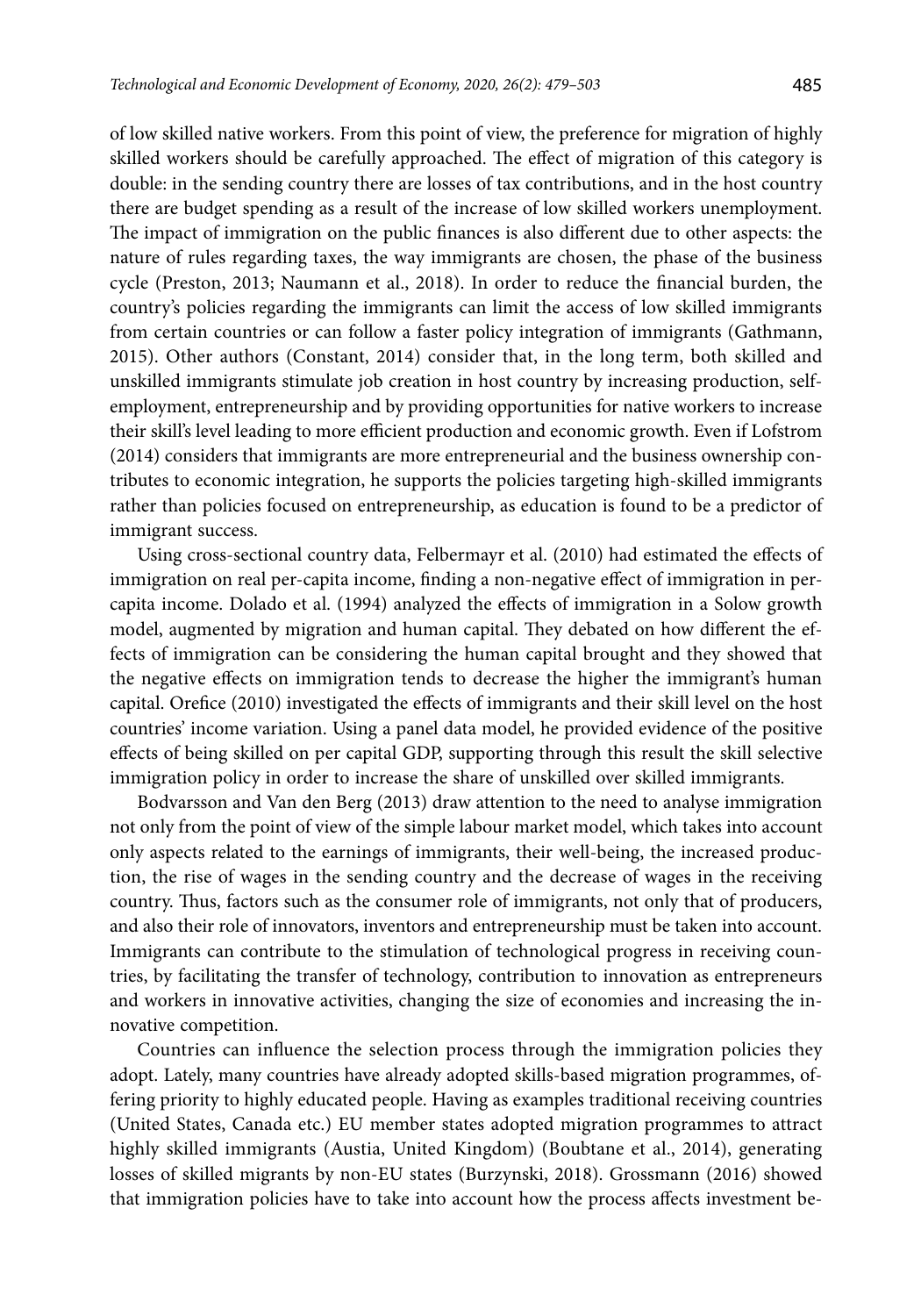of low skilled native workers. From this point of view, the preference for migration of highly skilled workers should be carefully approached. The effect of migration of this category is double: in the sending country there are losses of tax contributions, and in the host country there are budget spending as a result of the increase of low skilled workers unemployment. The impact of immigration on the public finances is also different due to other aspects: the nature of rules regarding taxes, the way immigrants are chosen, the phase of the business cycle (Preston, 2013; Naumann et al., 2018). In order to reduce the financial burden, the country's policies regarding the immigrants can limit the access of low skilled immigrants from certain countries or can follow a faster policy integration of immigrants (Gathmann, 2015). Other authors (Constant, 2014) consider that, in the long term, both skilled and unskilled immigrants stimulate job creation in host country by increasing production, self-employment, entrepreneurship and by providing opportunities for native workers to increase their skill's level leading to more efficient production and economic growth. Even if Lofstrom (2014) considers that immigrants are more entrepreneurial and the business ownership contributes to economic integration, he supports the policies targeting high-skilled immigrants rather than policies focused on entrepreneurship, as education is found to be a predictor of immigrant success.

Using cross-sectional country data, Felbermayr et al. (2010) had estimated the effects of immigration on real per-capita income, finding a non-negative effect of immigration in per-capita income. Dolado et al. (1994) analyzed the effects of immigration in a Solow growth model, augmented by migration and human capital. They debated on how different the effects of immigration can be considering the human capital brought and they showed that the negative effects on immigration tends to decrease the higher the immigrant's human capital. Orefice (2010) investigated the effects of immigrants and their skill level on the host countries' income variation. Using a panel data model, he provided evidence of the positive effects of being skilled on per capital GDP, supporting through this result the skill selective immigration policy in order to increase the share of unskilled over skilled immigrants.

Bodvarsson and Van den Berg (2013) draw attention to the need to analyse immigration not only from the point of view of the simple labour market model, which takes into account only aspects related to the earnings of immigrants, their well-being, the increased production, the rise of wages in the sending country and the decrease of wages in the receiving country. Thus, factors such as the consumer role of immigrants, not only that of producers, and also their role of innovators, inventors and entrepreneurship must be taken into account. Immigrants can contribute to the stimulation of technological progress in receiving countries, by facilitating the transfer of technology, contribution to innovation as entrepreneurs and workers in innovative activities, changing the size of economies and increasing the innovative competition.

Countries can influence the selection process through the immigration policies they adopt. Lately, many countries have already adopted skills-based migration programmes, offering priority to highly educated people. Having as examples traditional receiving countries (United States, Canada etc.) EU member states adopted migration programmes to attract highly skilled immigrants (Austia, United Kingdom) (Boubtane et al., 2014), generating losses of skilled migrants by non-EU states (Burzynski, 2018). Grossmann (2016) showed that immigration policies have to take into account how the process affects investment be-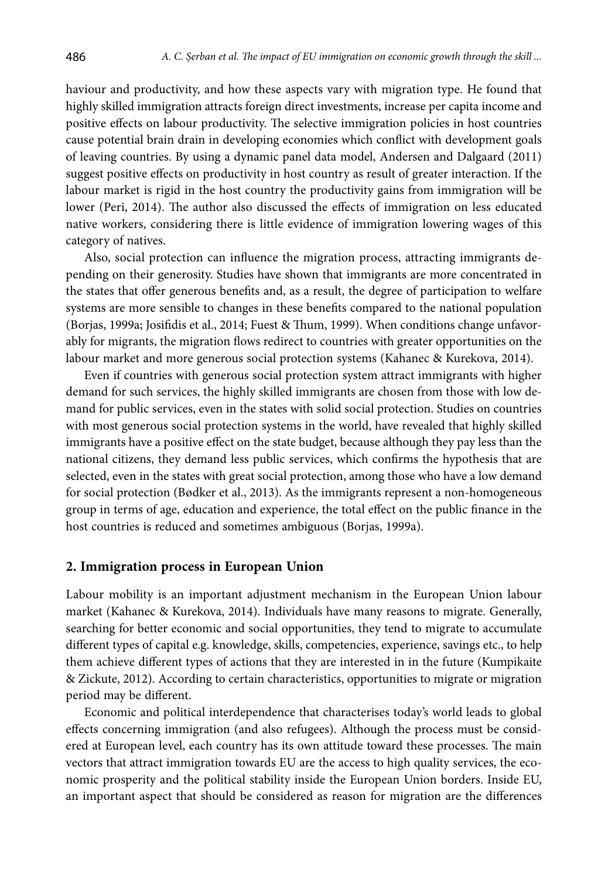haviour and productivity, and how these aspects vary with migration type. He found that highly skilled immigration attracts foreign direct investments, increase per capita income and positive effects on labour productivity. The selective immigration policies in host countries cause potential brain drain in developing economies which conflict with development goals of leaving countries. By using a dynamic panel data model, Andersen and Dalgaard (2011) suggest positive effects on productivity in host country as result of greater interaction. If the labour market is rigid in the host country the productivity gains from immigration will be lower (Peri, 2014). The author also discussed the effects of immigration on less educated native workers, considering there is little evidence of immigration lowering wages of this category of natives.

Also, social protection can influence the migration process, attracting immigrants depending on their generosity. Studies have shown that immigrants are more concentrated in the states that offer generous benefits and, as a result, the degree of participation to welfare systems are more sensible to changes in these benefits compared to the national population (Borjas, 1999a; Josifidis et al., 2014; Fuest & Thum, 1999). When conditions change unfavorably for migrants, the migration flows redirect to countries with greater opportunities on the labour market and more generous social protection systems (Kahanec & Kurekova, 2014).

Even if countries with generous social protection system attract immigrants with higher demand for such services, the highly skilled immigrants are chosen from those with low demand for public services, even in the states with solid social protection. Studies on countries with most generous social protection systems in the world, have revealed that highly skilled immigrants have a positive effect on the state budget, because although they pay less than the national citizens, they demand less public services, which confirms the hypothesis that are selected, even in the states with great social protection, among those who have a low demand for social protection (Bødker et al., 2013). As the immigrants represent a non-homogeneous group in terms of age, education and experience, the total effect on the public finance in the host countries is reduced and sometimes ambiguous (Borjas, 1999a).

## 2. Immigration process in European Union

Labour mobility is an important adjustment mechanism in the European Union labour market (Kahanec & Kurekova, 2014). Individuals have many reasons to migrate. Generally, searching for better economic and social opportunities, they tend to migrate to accumulate different types of capital e.g. knowledge, skills, competencies, experience, savings etc., to help them achieve different types of actions that they are interested in in the future (Kumpikaite & Zickute, 2012). According to certain characteristics, opportunities to migrate or migration period may be different.

Economic and political interdependence that characterises today's world leads to global effects concerning immigration (and also refugees). Although the process must be considered at European level, each country has its own attitude toward these processes. The main vectors that attract immigration towards EU are the access to high quality services, the economic prosperity and the political stability inside the European Union borders. Inside EU, an important aspect that should be considered as reason for migration are the differences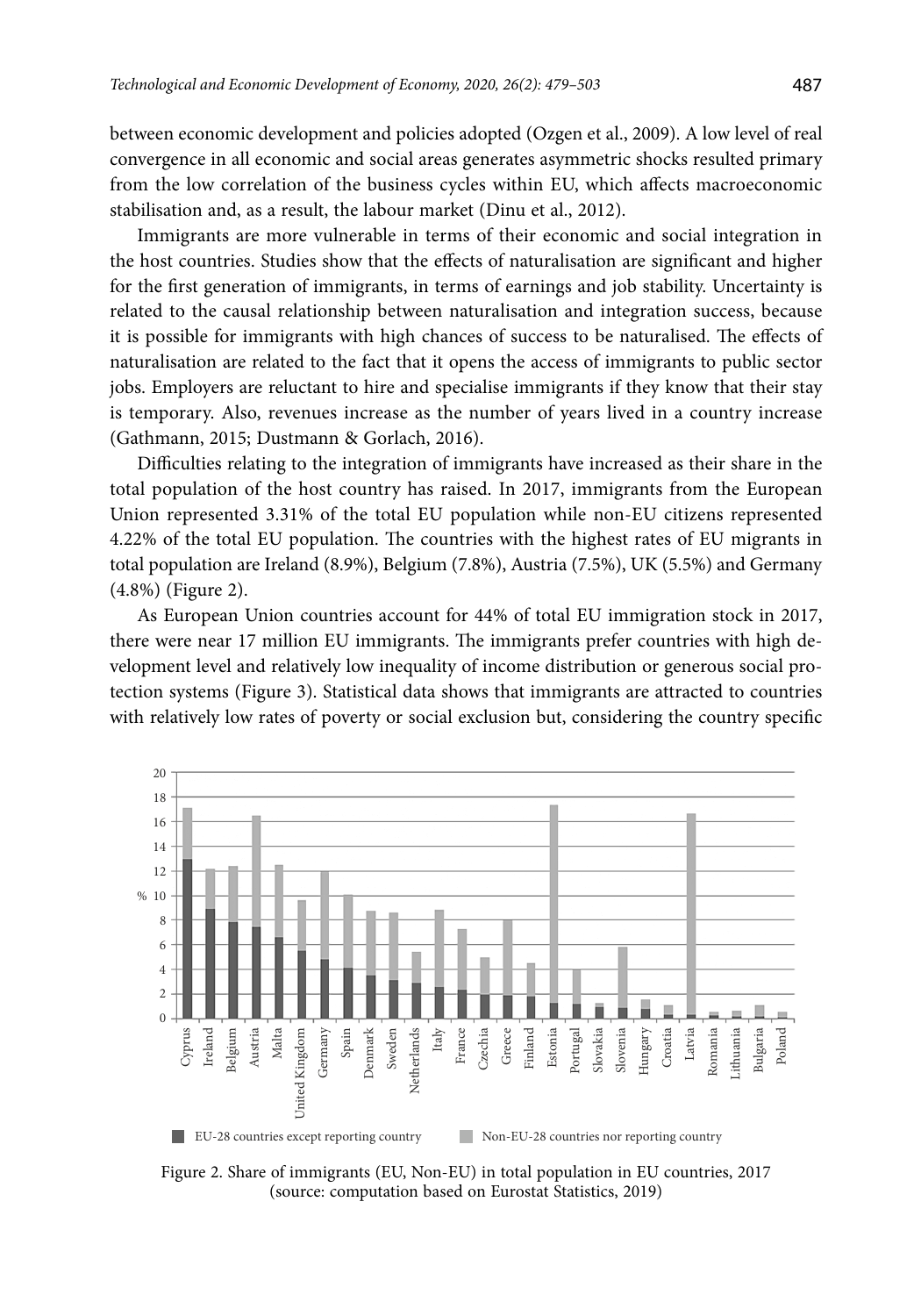between economic development and policies adopted (Ozgen et al., 2009). A low level of real convergence in all economic and social areas generates asymmetric shocks resulted primary from the low correlation of the business cycles within EU, which affects macroeconomic stabilisation and, as a result, the labour market (Dinu et al., 2012).

Immigrants are more vulnerable in terms of their economic and social integration in the host countries. Studies show that the effects of naturalisation are significant and higher for the first generation of immigrants, in terms of earnings and job stability. Uncertainty is related to the causal relationship between naturalisation and integration success, because it is possible for immigrants with high chances of success to be naturalised. The effects of naturalisation are related to the fact that it opens the access of immigrants to public sector jobs. Employers are reluctant to hire and specialise immigrants if they know that their stay is temporary. Also, revenues increase as the number of years lived in a country increase (Gathmann, 2015; Dustmann & Gorlach, 2016).

Difficulties relating to the integration of immigrants have increased as their share in the total population of the host country has raised. In 2017, immigrants from the European Union represented 3.31% of the total EU population while non-EU citizens represented 4.22% of the total EU population. The countries with the highest rates of EU migrants in total population are Ireland (8.9%), Belgium (7.8%), Austria (7.5%), UK (5.5%) and Germany (4.8%) (Figure 2).

As European Union countries account for 44% of total EU immigration stock in 2017, there were near 17 million EU immigrants. The immigrants prefer countries with high development level and relatively low inequality of income distribution or generous social protection systems (Figure 3). Statistical data shows that immigrants are attracted to countries with relatively low rates of poverty or social exclusion but, considering the country specific

Figure 2. Share of immigrants (EU, Non-EU) in total population in EU countries, 2017 (source: computation based on Eurostat Statistics, 2019)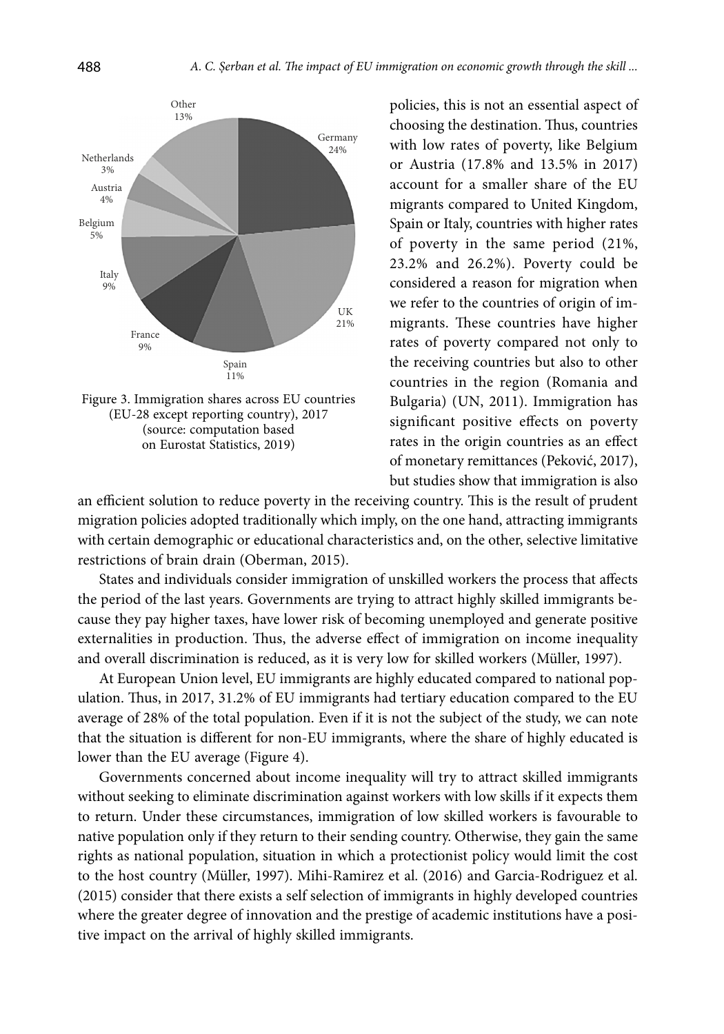Figure 3. Immigration shares across EU countries (EU-28 except reporting country), 2017 (source: computation based on Eurostat Statistics, 2019)

policies, this is not an essential aspect of choosing the destination. Thus, countries with low rates of poverty, like Belgium or Austria (17.8% and 13.5% in 2017) account for a smaller share of the EU migrants compared to United Kingdom, Spain or Italy, countries with higher rates of poverty in the same period (21%, 23.2% and 26.2%). Poverty could be considered a reason for migration when we refer to the countries of origin of immigrants. These countries have higher rates of poverty compared not only to the receiving countries but also to other countries in the region (Romania and Bulgaria) (UN, 2011). Immigration has significant positive effects on poverty rates in the origin countries as an effect of monetary remittances (Peković, 2017), but studies show that immigration is also an efficient solution to reduce poverty in the receiving country. This is the result of prudent migration policies adopted traditionally which imply, on the one hand, attracting immigrants with certain demographic or educational characteristics and, on the other, selective limitative restrictions of brain drain (Oberman, 2015).

States and individuals consider immigration of unskilled workers the process that affects the period of the last years. Governments are trying to attract highly skilled immigrants because they pay higher taxes, have lower risk of becoming unemployed and generate positive externalities in production. Thus, the adverse effect of immigration on income inequality and overall discrimination is reduced, as it is very low for skilled workers (Müller, 1997).

At European Union level, EU immigrants are highly educated compared to national population. Thus, in 2017, 31.2% of EU immigrants had tertiary education compared to the EU average of 28% of the total population. Even if it is not the subject of the study, we can note that the situation is different for non-EU immigrants, where the share of highly educated is lower than the EU average (Figure 4).

Governments concerned about income inequality will try to attract skilled immigrants without seeking to eliminate discrimination against workers with low skills if it expects them to return. Under these circumstances, immigration of low skilled workers is favourable to native population only if they return to their sending country. Otherwise, they gain the same rights as national population, situation in which a protectionist policy would limit the cost to the host country (Müller, 1997). Mihi-Ramirez et al. (2016) and Garcia-Rodriguez et al. (2015) consider that there exists a self selection of immigrants in highly developed countries where the greater degree of innovation and the prestige of academic institutions have a positive impact on the arrival of highly skilled immigrants.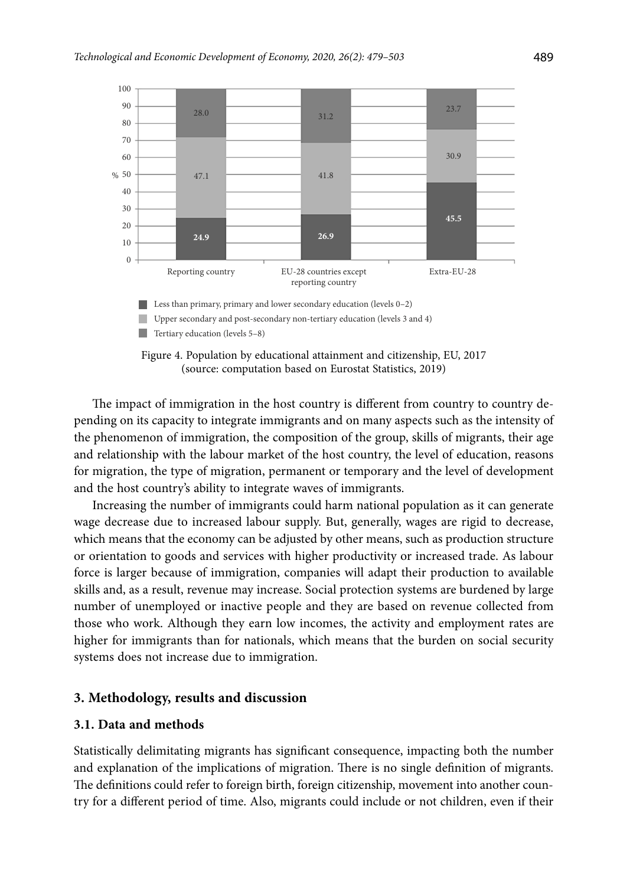Figure 4. Population by educational attainment and citizenship, EU, 2017 (source: computation based on Eurostat Statistics, 2019)

The impact of immigration in the host country is different from country to country depending on its capacity to integrate immigrants and on many aspects such as the intensity of the phenomenon of immigration, the composition of the group, skills of migrants, their age and relationship with the labour market of the host country, the level of education, reasons for migration, the type of migration, permanent or temporary and the level of development and the host country's ability to integrate waves of immigrants.

Increasing the number of immigrants could harm national population as it can generate wage decrease due to increased labour supply. But, generally, wages are rigid to decrease, which means that the economy can be adjusted by other means, such as production structure or orientation to goods and services with higher productivity or increased trade. As labour force is larger because of immigration, companies will adapt their production to available skills and, as a result, revenue may increase. Social protection systems are burdened by large number of unemployed or inactive people and they are based on revenue collected from those who work. Although they earn low incomes, the activity and employment rates are higher for immigrants than for nationals, which means that the burden on social security systems does not increase due to immigration.

## 3. Methodology, results and discussion

### 3.1. Data and methods

Statistically delimitating migrants has significant consequence, impacting both the number and explanation of the implications of migration. There is no single definition of migrants. The definitions could refer to foreign birth, foreign citizenship, movement into another country for a different period of time. Also, migrants could include or not children, even if their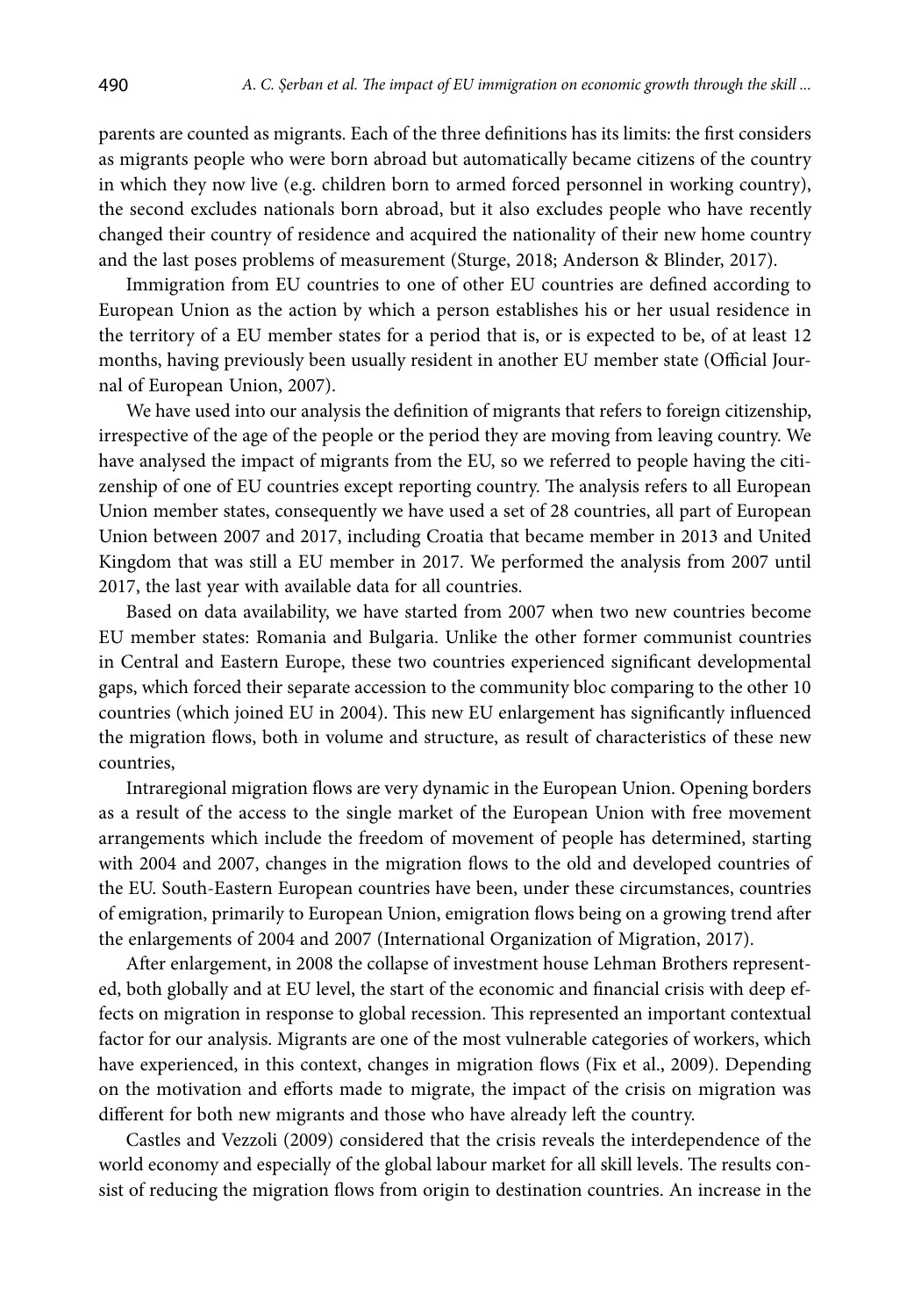parents are counted as migrants. Each of the three definitions has its limits: the first considers as migrants people who were born abroad but automatically became citizens of the country in which they now live (e.g. children born to armed forced personnel in working country), the second excludes nationals born abroad, but it also excludes people who have recently changed their country of residence and acquired the nationality of their new home country and the last poses problems of measurement (Sturge, 2018; Anderson & Blinder, 2017).

Immigration from EU countries to one of other EU countries are defined according to European Union as the action by which a person establishes his or her usual residence in the territory of a EU member states for a period that is, or is expected to be, of at least 12 months, having previously been usually resident in another EU member state (Official Journal of European Union, 2007).

We have used into our analysis the definition of migrants that refers to foreign citizenship, irrespective of the age of the people or the period they are moving from leaving country. We have analysed the impact of migrants from the EU, so we referred to people having the citizenship of one of EU countries except reporting country. The analysis refers to all European Union member states, consequently we have used a set of 28 countries, all part of European Union between 2007 and 2017, including Croatia that became member in 2013 and United Kingdom that was still a EU member in 2017. We performed the analysis from 2007 until 2017, the last year with available data for all countries.

Based on data availability, we have started from 2007 when two new countries become EU member states: Romania and Bulgaria. Unlike the other former communist countries in Central and Eastern Europe, these two countries experienced significant developmental gaps, which forced their separate accession to the community bloc comparing to the other 10 countries (which joined EU in 2004). This new EU enlargement has significantly influenced the migration flows, both in volume and structure, as result of characteristics of these new countries,

Intraregional migration flows are very dynamic in the European Union. Opening borders as a result of the access to the single market of the European Union with free movement arrangements which include the freedom of movement of people has determined, starting with 2004 and 2007, changes in the migration flows to the old and developed countries of the EU. South-Eastern European countries have been, under these circumstances, countries of emigration, primarily to European Union, emigration flows being on a growing trend after the enlargements of 2004 and 2007 (International Organization of Migration, 2017).

After enlargement, in 2008 the collapse of investment house Lehman Brothers represented, both globally and at EU level, the start of the economic and financial crisis with deep effects on migration in response to global recession. This represented an important contextual factor for our analysis. Migrants are one of the most vulnerable categories of workers, which have experienced, in this context, changes in migration flows (Fix et al., 2009). Depending on the motivation and efforts made to migrate, the impact of the crisis on migration was different for both new migrants and those who have already left the country.

Castles and Vezzoli (2009) considered that the crisis reveals the interdependence of the world economy and especially of the global labour market for all skill levels. The results consist of reducing the migration flows from origin to destination countries. An increase in the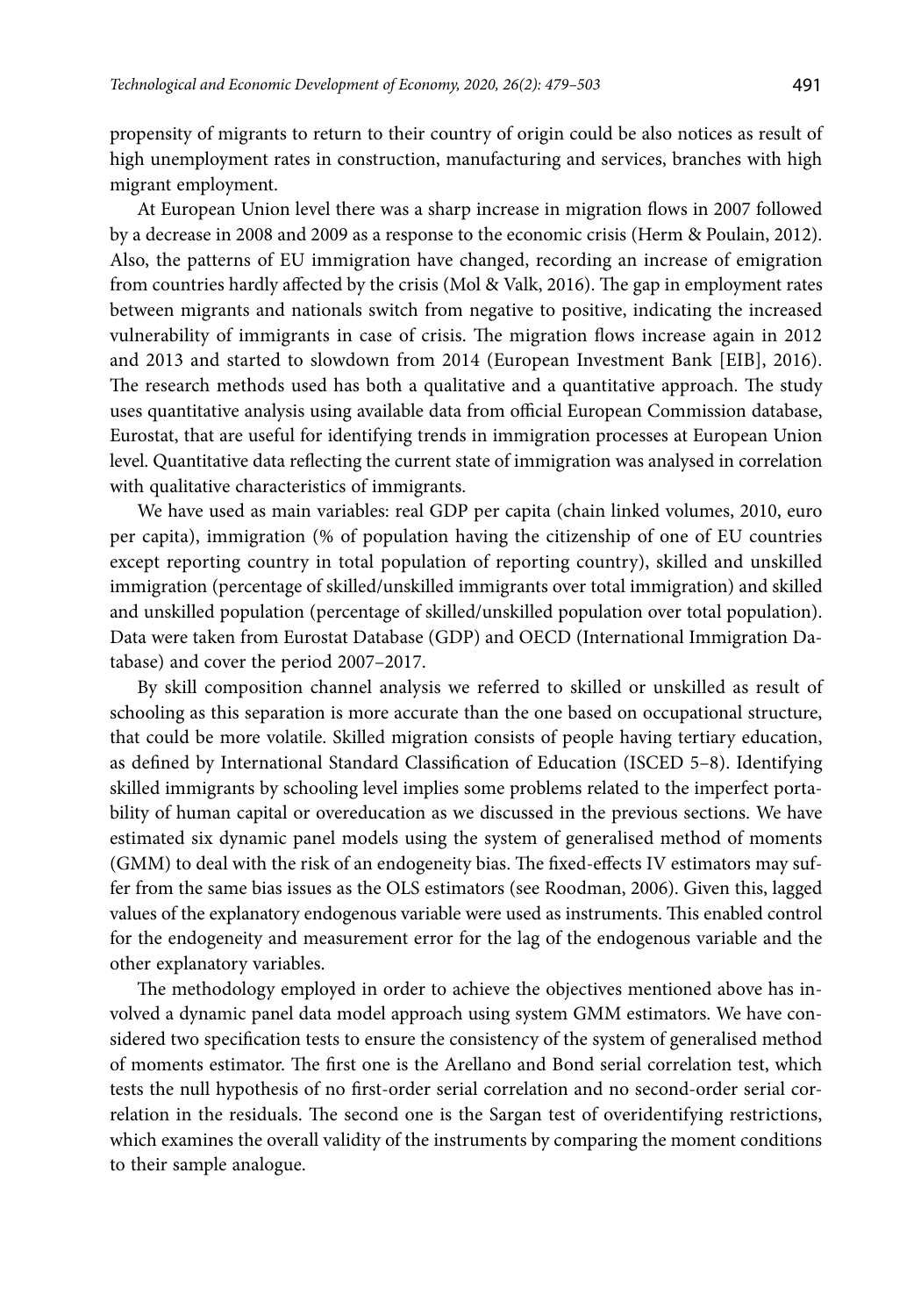propensity of migrants to return to their country of origin could be also notices as result of high unemployment rates in construction, manufacturing and services, branches with high migrant employment.

At European Union level there was a sharp increase in migration flows in 2007 followed by a decrease in 2008 and 2009 as a response to the economic crisis (Herm & Poulain, 2012). Also, the patterns of EU immigration have changed, recording an increase of emigration from countries hardly affected by the crisis (Mol & Valk, 2016). The gap in employment rates between migrants and nationals switch from negative to positive, indicating the increased vulnerability of immigrants in case of crisis. The migration flows increase again in 2012 and 2013 and started to slowdown from 2014 (European Investment Bank [EIB], 2016). The research methods used has both a qualitative and a quantitative approach. The study uses quantitative analysis using available data from official European Commission database, Eurostat, that are useful for identifying trends in immigration processes at European Union level. Quantitative data reflecting the current state of immigration was analysed in correlation with qualitative characteristics of immigrants.

We have used as main variables: real GDP per capita (chain linked volumes, 2010, euro per capita), immigration (% of population having the citizenship of one of EU countries except reporting country in total population of reporting country), skilled and unskilled immigration (percentage of skilled/unskilled immigrants over total immigration) and skilled and unskilled population (percentage of skilled/unskilled population over total population). Data were taken from Eurostat Database (GDP) and OECD (International Immigration Database) and cover the period 2007–2017.

By skill composition channel analysis we referred to skilled or unskilled as result of schooling as this separation is more accurate than the one based on occupational structure, that could be more volatile. Skilled migration consists of people having tertiary education, as defined by International Standard Classification of Education (ISCED 5–8). Identifying skilled immigrants by schooling level implies some problems related to the imperfect portability of human capital or overeducation as we discussed in the previous sections. We have estimated six dynamic panel models using the system of generalised method of moments (GMM) to deal with the risk of an endogeneity bias. The fixed-effects IV estimators may suffer from the same bias issues as the OLS estimators (see Roodman, 2006). Given this, lagged values of the explanatory endogenous variable were used as instruments. This enabled control for the endogeneity and measurement error for the lag of the endogenous variable and the other explanatory variables.

The methodology employed in order to achieve the objectives mentioned above has involved a dynamic panel data model approach using system GMM estimators. We have considered two specification tests to ensure the consistency of the system of generalised method of moments estimator. The first one is the Arellano and Bond serial correlation test, which tests the null hypothesis of no first-order serial correlation and no second-order serial correlation in the residuals. The second one is the Sargan test of overidentifying restrictions, which examines the overall validity of the instruments by comparing the moment conditions to their sample analogue.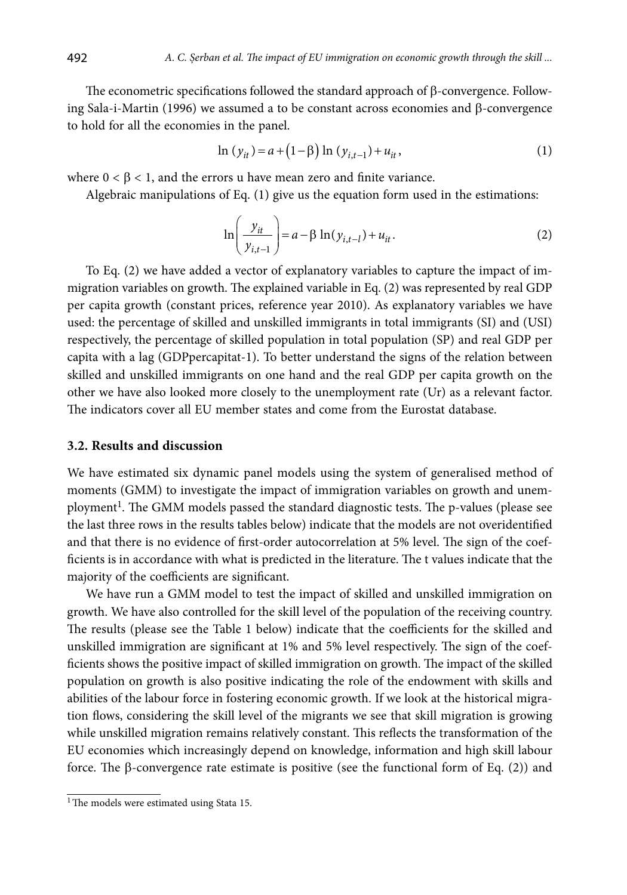The econometric specifications followed the standard approach of β-convergence. Following Sala-i-Martin (1996) we assumed a to be constant across economies and β-convergence to hold for all the economies in the panel.

$$\ln (y_{it}) = a + (1 - \beta) \ln (y_{i,t-1}) + u_{it}, \quad (1)$$

where $0 < \beta < 1$, and the errors u have mean zero and finite variance.

Algebraic manipulations of Eq. (1) give us the equation form used in the estimations:

$$\ln\left(\frac{y_{it}}{y_{i,t-1}}\right) = a - \beta \ln(y_{i,t-l}) + u_{it}. \quad (2)$$

To Eq. (2) we have added a vector of explanatory variables to capture the impact of immigration variables on growth. The explained variable in Eq. (2) was represented by real GDP per capita growth (constant prices, reference year 2010). As explanatory variables we have used: the percentage of skilled and unskilled immigrants in total immigrants (SI) and (USI) respectively, the percentage of skilled population in total population (SP) and real GDP per capita with a lag (GDPpercapitat-1). To better understand the signs of the relation between skilled and unskilled immigrants on one hand and the real GDP per capita growth on the other we have also looked more closely to the unemployment rate (Ur) as a relevant factor. The indicators cover all EU member states and come from the Eurostat database.

### 3.2. Results and discussion

We have estimated six dynamic panel models using the system of generalised method of moments (GMM) to investigate the impact of immigration variables on growth and unemployment[1]. The GMM models passed the standard diagnostic tests. The p-values (please see the last three rows in the results tables below) indicate that the models are not overidentified and that there is no evidence of first-order autocorrelation at 5% level. The sign of the coefficients is in accordance with what is predicted in the literature. The t values indicate that the majority of the coefficients are significant.

We have run a GMM model to test the impact of skilled and unskilled immigration on growth. We have also controlled for the skill level of the population of the receiving country. The results (please see the Table 1 below) indicate that the coefficients for the skilled and unskilled immigration are significant at 1% and 5% level respectively. The sign of the coefficients shows the positive impact of skilled immigration on growth. The impact of the skilled population on growth is also positive indicating the role of the endowment with skills and abilities of the labour force in fostering economic growth. If we look at the historical migration flows, considering the skill level of the migrants we see that skill migration is growing while unskilled migration remains relatively constant. This reflects the transformation of the EU economies which increasingly depend on knowledge, information and high skill labour force. The β-convergence rate estimate is positive (see the functional form of Eq. (2)) and

[1] The models were estimated using Stata 15.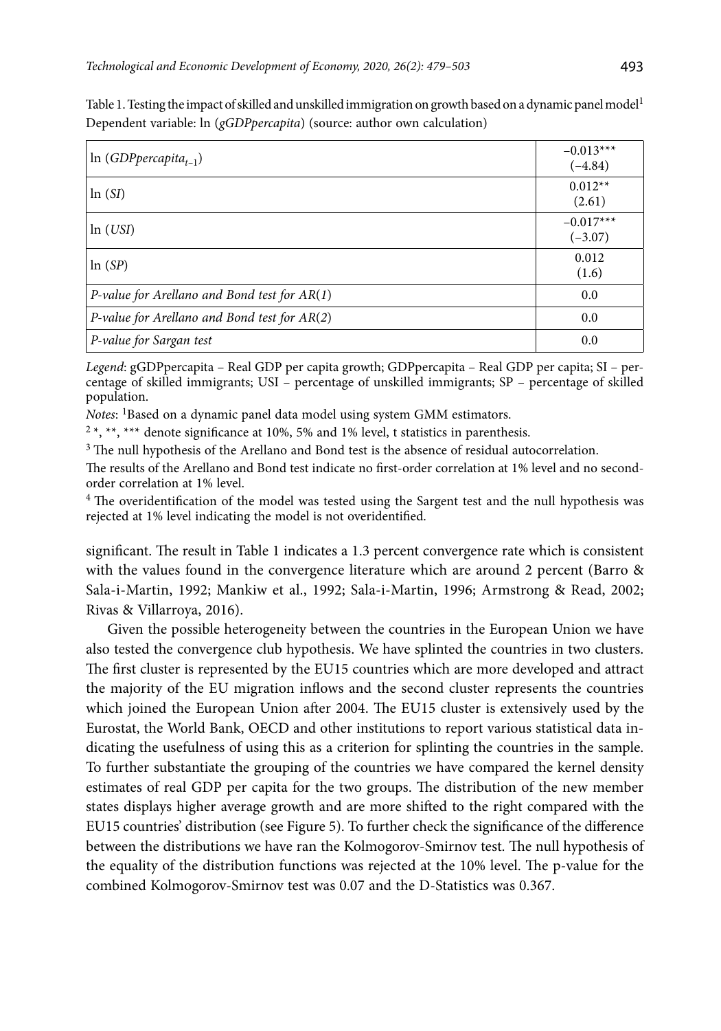Table 1. Testing the impact of skilled and unskilled immigration on growth based on a dynamic panel model[1]
Dependent variable: ln (*gGDPpercapita*) (source: author own calculation)

| | |
|---|---|
| ln ($GDPpercapita_{t-1}$) | −0.013*** (−4.84) |
| ln (*SI*) | 0.012** (2.61) |
| ln (*USI*) | −0.017*** (−3.07) |
| ln (*SP*) | 0.012 (1.6) |
| *P-value for Arellano and Bond test for AR(1)* | 0.0 |
| *P-value for Arellano and Bond test for AR(2)* | 0.0 |
| *P-value for Sargan test* | 0.0 |

*Legend*: gGDPpercapita – Real GDP per capita growth; GDPpercapita – Real GDP per capita; SI – percentage of skilled immigrants; USI – percentage of unskilled immigrants; SP – percentage of skilled population.

*Notes*: [1]Based on a dynamic panel data model using system GMM estimators.

[2] *, **, *** denote significance at 10%, 5% and 1% level, t statistics in parenthesis.

[3] The null hypothesis of the Arellano and Bond test is the absence of residual autocorrelation.

The results of the Arellano and Bond test indicate no first-order correlation at 1% level and no second-order correlation at 1% level.

[4] The overidentification of the model was tested using the Sargent test and the null hypothesis was rejected at 1% level indicating the model is not overidentified.

significant. The result in Table 1 indicates a 1.3 percent convergence rate which is consistent with the values found in the convergence literature which are around 2 percent (Barro & Sala-i-Martin, 1992; Mankiw et al., 1992; Sala-i-Martin, 1996; Armstrong & Read, 2002; Rivas & Villarroya, 2016).

Given the possible heterogeneity between the countries in the European Union we have also tested the convergence club hypothesis. We have splinted the countries in two clusters. The first cluster is represented by the EU15 countries which are more developed and attract the majority of the EU migration inflows and the second cluster represents the countries which joined the European Union after 2004. The EU15 cluster is extensively used by the Eurostat, the World Bank, OECD and other institutions to report various statistical data indicating the usefulness of using this as a criterion for splinting the countries in the sample. To further substantiate the grouping of the countries we have compared the kernel density estimates of real GDP per capita for the two groups. The distribution of the new member states displays higher average growth and are more shifted to the right compared with the EU15 countries' distribution (see Figure 5). To further check the significance of the difference between the distributions we have ran the Kolmogorov-Smirnov test. The null hypothesis of the equality of the distribution functions was rejected at the 10% level. The p-value for the combined Kolmogorov-Smirnov test was 0.07 and the D-Statistics was 0.367.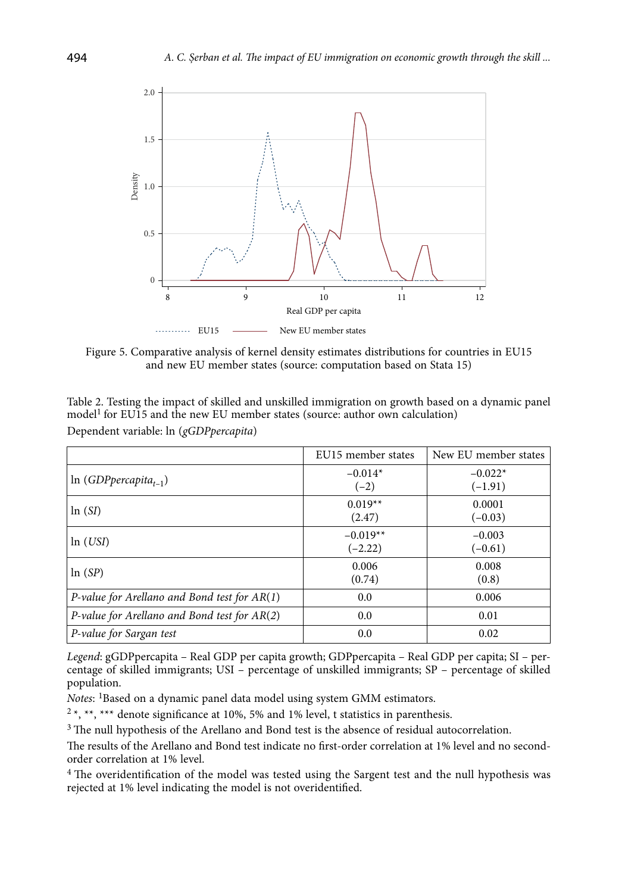Figure 5. Comparative analysis of kernel density estimates distributions for countries in EU15 and new EU member states (source: computation based on Stata 15)

Table 2. Testing the impact of skilled and unskilled immigration on growth based on a dynamic panel model[1] for EU15 and the new EU member states (source: author own calculation)

Dependent variable: ln (*gGDPpercapita*)

| | EU15 member states | New EU member states |
|---|---|---|
| ln ($GDPpercapita_{t-1}$) | −0.014*<br>(−2) | −0.022*<br>(−1.91) |
| ln (*SI*) | 0.019**<br>(2.47) | 0.0001<br>(−0.03) |
| ln (*USI*) | −0.019**<br>(−2.22) | −0.003<br>(−0.61) |
| ln (*SP*) | 0.006<br>(0.74) | 0.008<br>(0.8) |
| *P-value for Arellano and Bond test for AR(1)* | 0.0 | 0.006 |
| *P-value for Arellano and Bond test for AR(2)* | 0.0 | 0.01 |
| *P-value for Sargan test* | 0.0 | 0.02 |

*Legend*: gGDPpercapita – Real GDP per capita growth; GDPpercapita – Real GDP per capita; SI – percentage of skilled immigrants; USI – percentage of unskilled immigrants; SP – percentage of skilled population.

*Notes*: [1]Based on a dynamic panel data model using system GMM estimators.

[2] *, **, *** denote significance at 10%, 5% and 1% level, t statistics in parenthesis.

[3] The null hypothesis of the Arellano and Bond test is the absence of residual autocorrelation.

The results of the Arellano and Bond test indicate no first-order correlation at 1% level and no second-order correlation at 1% level.

[4] The overidentification of the model was tested using the Sargent test and the null hypothesis was rejected at 1% level indicating the model is not overidentified.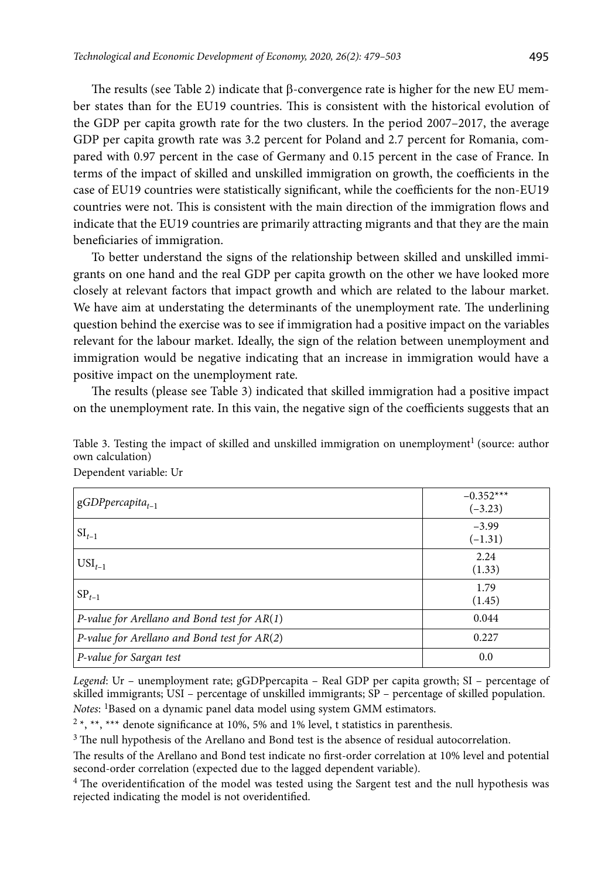The results (see Table 2) indicate that β-convergence rate is higher for the new EU member states than for the EU19 countries. This is consistent with the historical evolution of the GDP per capita growth rate for the two clusters. In the period 2007–2017, the average GDP per capita growth rate was 3.2 percent for Poland and 2.7 percent for Romania, compared with 0.97 percent in the case of Germany and 0.15 percent in the case of France. In terms of the impact of skilled and unskilled immigration on growth, the coefficients in the case of EU19 countries were statistically significant, while the coefficients for the non-EU19 countries were not. This is consistent with the main direction of the immigration flows and indicate that the EU19 countries are primarily attracting migrants and that they are the main beneficiaries of immigration.

To better understand the signs of the relationship between skilled and unskilled immigrants on one hand and the real GDP per capita growth on the other we have looked more closely at relevant factors that impact growth and which are related to the labour market. We have aim at understating the determinants of the unemployment rate. The underlining question behind the exercise was to see if immigration had a positive impact on the variables relevant for the labour market. Ideally, the sign of the relation between unemployment and immigration would be negative indicating that an increase in immigration would have a positive impact on the unemployment rate.

The results (please see Table 3) indicated that skilled immigration had a positive impact on the unemployment rate. In this vain, the negative sign of the coefficients suggests that an

Table 3. Testing the impact of skilled and unskilled immigration on unemployment[1] (source: author own calculation)

Dependent variable: Ur

| | |
|---|---|
| $gGDPpercapita_{t-1}$ | −0.352*** (−3.23) |
| $SI_{t-1}$ | −3.99 (−1.31) |
| $USI_{t-1}$ | 2.24 (1.33) |
| $SP_{t-1}$ | 1.79 (1.45) |
| *P-value for Arellano and Bond test for AR(1)* | 0.044 |
| *P-value for Arellano and Bond test for AR(2)* | 0.227 |
| *P-value for Sargan test* | 0.0 |

*Legend*: Ur – unemployment rate; gGDPpercapita – Real GDP per capita growth; SI – percentage of skilled immigrants; USI – percentage of unskilled immigrants; SP – percentage of skilled population.

*Notes*: [1]Based on a dynamic panel data model using system GMM estimators.

[2] *, **, *** denote significance at 10%, 5% and 1% level, t statistics in parenthesis.

[3] The null hypothesis of the Arellano and Bond test is the absence of residual autocorrelation.

The results of the Arellano and Bond test indicate no first-order correlation at 10% level and potential second-order correlation (expected due to the lagged dependent variable).

[4] The overidentification of the model was tested using the Sargent test and the null hypothesis was rejected indicating the model is not overidentified.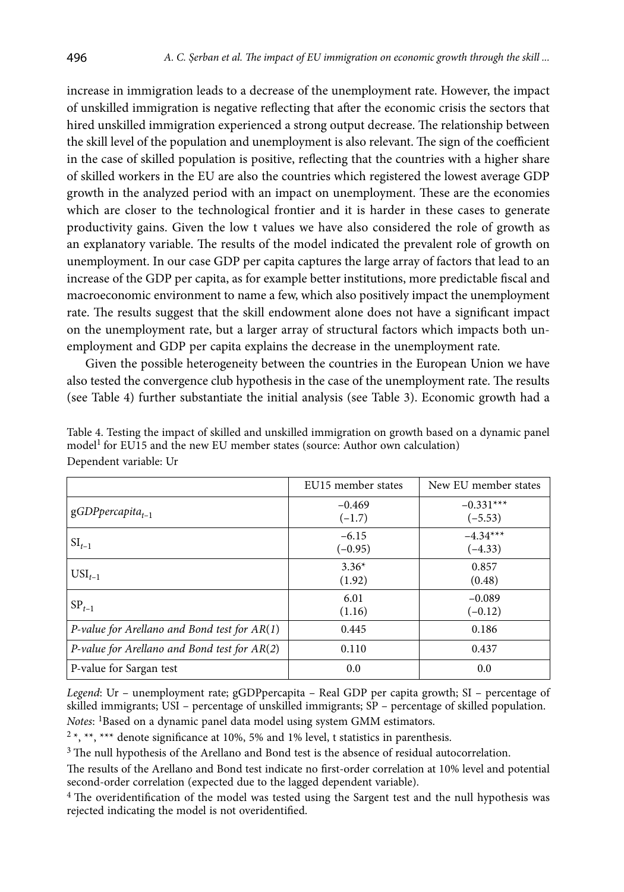increase in immigration leads to a decrease of the unemployment rate. However, the impact of unskilled immigration is negative reflecting that after the economic crisis the sectors that hired unskilled immigration experienced a strong output decrease. The relationship between the skill level of the population and unemployment is also relevant. The sign of the coefficient in the case of skilled population is positive, reflecting that the countries with a higher share of skilled workers in the EU are also the countries which registered the lowest average GDP growth in the analyzed period with an impact on unemployment. These are the economies which are closer to the technological frontier and it is harder in these cases to generate productivity gains. Given the low t values we have also considered the role of growth as an explanatory variable. The results of the model indicated the prevalent role of growth on unemployment. In our case GDP per capita captures the large array of factors that lead to an increase of the GDP per capita, as for example better institutions, more predictable fiscal and macroeconomic environment to name a few, which also positively impact the unemployment rate. The results suggest that the skill endowment alone does not have a significant impact on the unemployment rate, but a larger array of structural factors which impacts both unemployment and GDP per capita explains the decrease in the unemployment rate.

Given the possible heterogeneity between the countries in the European Union we have also tested the convergence club hypothesis in the case of the unemployment rate. The results (see Table 4) further substantiate the initial analysis (see Table 3). Economic growth had a

Table 4. Testing the impact of skilled and unskilled immigration on growth based on a dynamic panel model[1] for EU15 and the new EU member states (source: Author own calculation)

Dependent variable: Ur

| | EU15 member states | New EU member states |
|---|---|---|
| $gGDPpercapita_{t-1}$ | –0.469<br>(–1.7) | –0.331***<br>(–5.53) |
| $SI_{t-1}$ | –6.15<br>(–0.95) | –4.34***<br>(–4.33) |
| $USI_{t-1}$ | 3.36*<br>(1.92) | 0.857<br>(0.48) |
| $SP_{t-1}$ | 6.01<br>(1.16) | –0.089<br>(–0.12) |
| *P-value for Arellano and Bond test for AR(1)* | 0.445 | 0.186 |
| *P-value for Arellano and Bond test for AR(2)* | 0.110 | 0.437 |
| P-value for Sargan test | 0.0 | 0.0 |

*Legend*: Ur – unemployment rate; gGDPpercapita – Real GDP per capita growth; SI – percentage of skilled immigrants; USI – percentage of unskilled immigrants; SP – percentage of skilled population.

*Notes*: [1]Based on a dynamic panel data model using system GMM estimators.

[2] *, **, *** denote significance at 10%, 5% and 1% level, t statistics in parenthesis.

[3] The null hypothesis of the Arellano and Bond test is the absence of residual autocorrelation.

The results of the Arellano and Bond test indicate no first-order correlation at 10% level and potential second-order correlation (expected due to the lagged dependent variable).

[4] The overidentification of the model was tested using the Sargent test and the null hypothesis was rejected indicating the model is not overidentified.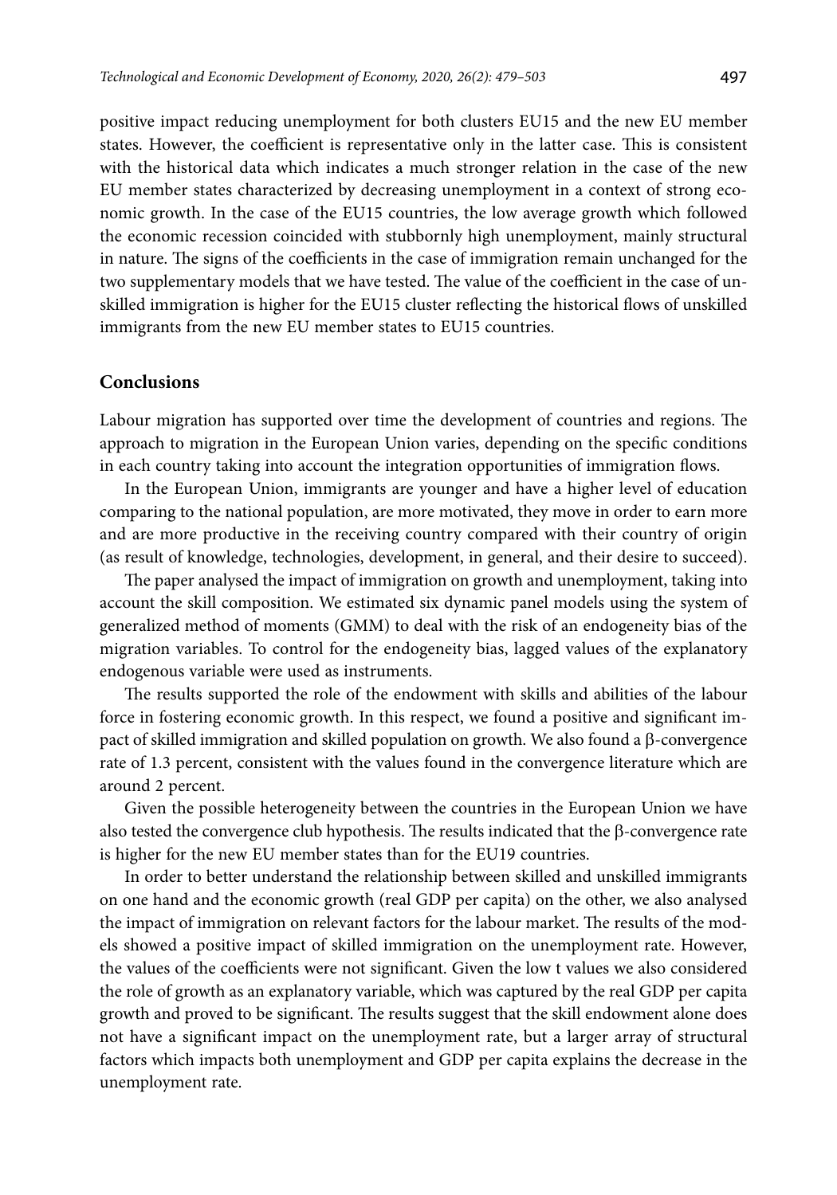positive impact reducing unemployment for both clusters EU15 and the new EU member states. However, the coefficient is representative only in the latter case. This is consistent with the historical data which indicates a much stronger relation in the case of the new EU member states characterized by decreasing unemployment in a context of strong economic growth. In the case of the EU15 countries, the low average growth which followed the economic recession coincided with stubbornly high unemployment, mainly structural in nature. The signs of the coefficients in the case of immigration remain unchanged for the two supplementary models that we have tested. The value of the coefficient in the case of unskilled immigration is higher for the EU15 cluster reflecting the historical flows of unskilled immigrants from the new EU member states to EU15 countries.

## Conclusions

Labour migration has supported over time the development of countries and regions. The approach to migration in the European Union varies, depending on the specific conditions in each country taking into account the integration opportunities of immigration flows.

In the European Union, immigrants are younger and have a higher level of education comparing to the national population, are more motivated, they move in order to earn more and are more productive in the receiving country compared with their country of origin (as result of knowledge, technologies, development, in general, and their desire to succeed).

The paper analysed the impact of immigration on growth and unemployment, taking into account the skill composition. We estimated six dynamic panel models using the system of generalized method of moments (GMM) to deal with the risk of an endogeneity bias of the migration variables. To control for the endogeneity bias, lagged values of the explanatory endogenous variable were used as instruments.

The results supported the role of the endowment with skills and abilities of the labour force in fostering economic growth. In this respect, we found a positive and significant impact of skilled immigration and skilled population on growth. We also found a $\beta$-convergence rate of 1.3 percent, consistent with the values found in the convergence literature which are around 2 percent.

Given the possible heterogeneity between the countries in the European Union we have also tested the convergence club hypothesis. The results indicated that the $\beta$-convergence rate is higher for the new EU member states than for the EU19 countries.

In order to better understand the relationship between skilled and unskilled immigrants on one hand and the economic growth (real GDP per capita) on the other, we also analysed the impact of immigration on relevant factors for the labour market. The results of the models showed a positive impact of skilled immigration on the unemployment rate. However, the values of the coefficients were not significant. Given the low t values we also considered the role of growth as an explanatory variable, which was captured by the real GDP per capita growth and proved to be significant. The results suggest that the skill endowment alone does not have a significant impact on the unemployment rate, but a larger array of structural factors which impacts both unemployment and GDP per capita explains the decrease in the unemployment rate.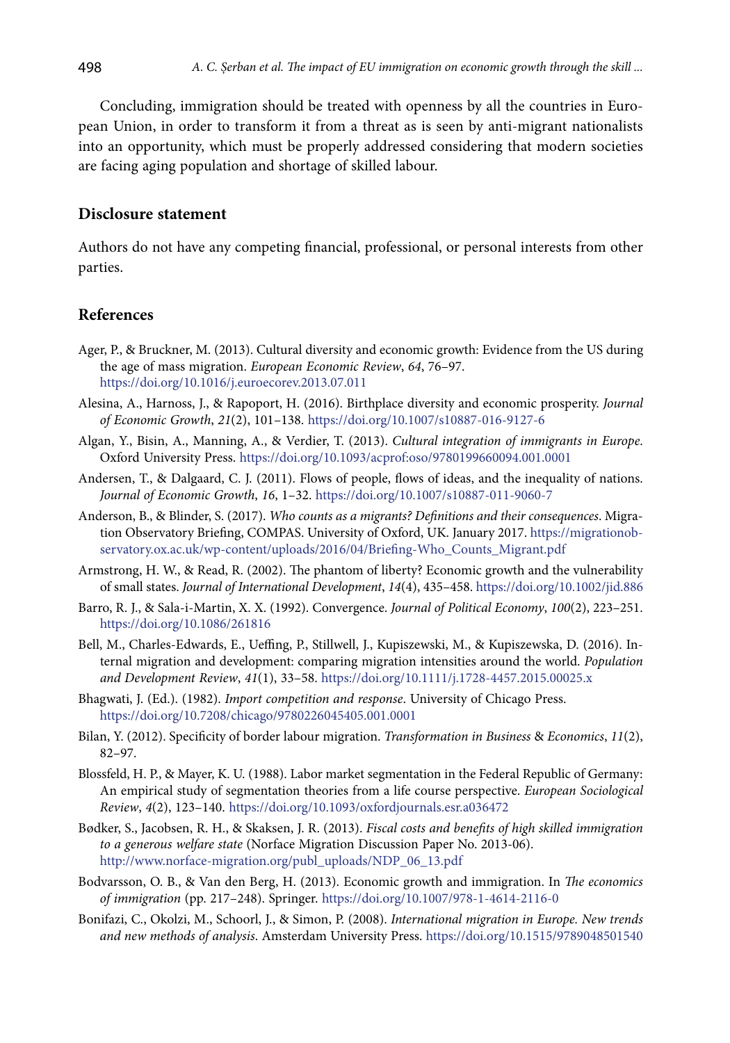Concluding, immigration should be treated with openness by all the countries in European Union, in order to transform it from a threat as is seen by anti-migrant nationalists into an opportunity, which must be properly addressed considering that modern societies are facing aging population and shortage of skilled labour.

## Disclosure statement

Authors do not have any competing financial, professional, or personal interests from other parties.

## References

Ager, P., & Bruckner, M. (2013). Cultural diversity and economic growth: Evidence from the US during the age of mass migration. *European Economic Review*, *64*, 76–97. https://doi.org/10.1016/j.euroecorev.2013.07.011

Alesina, A., Harnoss, J., & Rapoport, H. (2016). Birthplace diversity and economic prosperity. *Journal of Economic Growth*, *21*(2), 101–138. https://doi.org/10.1007/s10887-016-9127-6

Algan, Y., Bisin, A., Manning, A., & Verdier, T. (2013). *Cultural integration of immigrants in Europe*. Oxford University Press. https://doi.org/10.1093/acprof:oso/9780199660094.001.0001

Andersen, T., & Dalgaard, C. J. (2011). Flows of people, flows of ideas, and the inequality of nations. *Journal of Economic Growth*, *16*, 1–32. https://doi.org/10.1007/s10887-011-9060-7

Anderson, B., & Blinder, S. (2017). *Who counts as a migrants? Definitions and their consequences*. Migration Observatory Briefing, COMPAS. University of Oxford, UK. January 2017. https://migrationobservatory.ox.ac.uk/wp-content/uploads/2016/04/Briefing-Who_Counts_Migrant.pdf

Armstrong, H. W., & Read, R. (2002). The phantom of liberty? Economic growth and the vulnerability of small states. *Journal of International Development*, *14*(4), 435–458. https://doi.org/10.1002/jid.886

Barro, R. J., & Sala-i-Martin, X. X. (1992). Convergence. *Journal of Political Economy*, *100*(2), 223–251. https://doi.org/10.1086/261816

Bell, M., Charles-Edwards, E., Ueffing, P., Stillwell, J., Kupiszewski, M., & Kupiszewska, D. (2016). Internal migration and development: comparing migration intensities around the world. *Population and Development Review*, *41*(1), 33–58. https://doi.org/10.1111/j.1728-4457.2015.00025.x

Bhagwati, J. (Ed.). (1982). *Import competition and response*. University of Chicago Press. https://doi.org/10.7208/chicago/9780226045405.001.0001

Bilan, Y. (2012). Specificity of border labour migration. *Transformation in Business* & *Economics*, *11*(2), 82–97.

Blossfeld, H. P., & Mayer, K. U. (1988). Labor market segmentation in the Federal Republic of Germany: An empirical study of segmentation theories from a life course perspective. *European Sociological Review*, *4*(2), 123–140. https://doi.org/10.1093/oxfordjournals.esr.a036472

Bødker, S., Jacobsen, R. H., & Skaksen, J. R. (2013). *Fiscal costs and benefits of high skilled immigration to a generous welfare state* (Norface Migration Discussion Paper No. 2013-06). http://www.norface-migration.org/publ_uploads/NDP_06_13.pdf

Bodvarsson, O. B., & Van den Berg, H. (2013). Economic growth and immigration. In *The economics of immigration* (pp. 217–248). Springer. https://doi.org/10.1007/978-1-4614-2116-0

Bonifazi, C., Okolzi, M., Schoorl, J., & Simon, P. (2008). *International migration in Europe. New trends and new methods of analysis*. Amsterdam University Press. https://doi.org/10.1515/9789048501540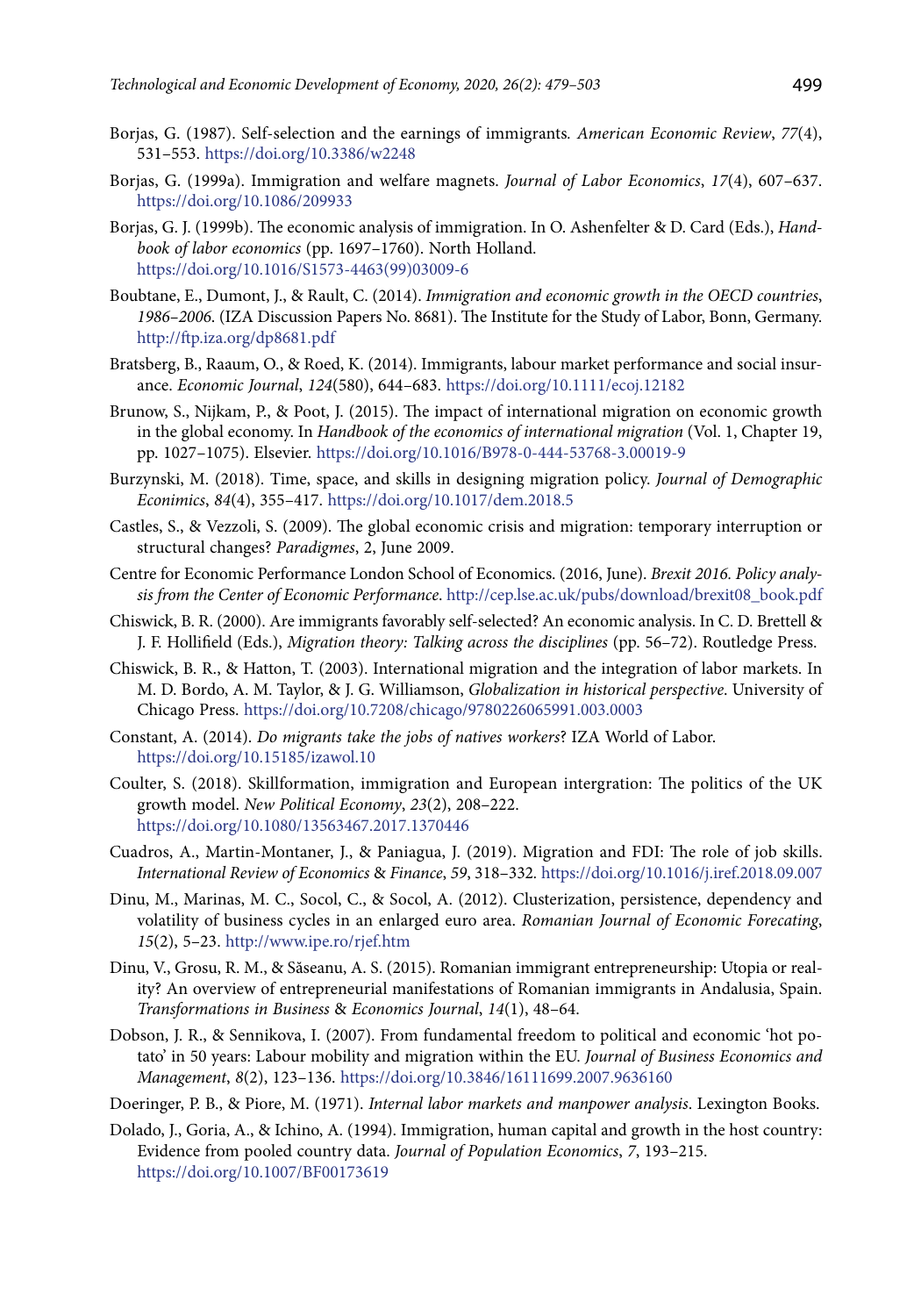Borjas, G. (1987). Self-selection and the earnings of immigrants. *American Economic Review*, *77*(4), 531–553. https://doi.org/10.3386/w2248

Borjas, G. (1999a). Immigration and welfare magnets. *Journal of Labor Economics*, *17*(4), 607–637. https://doi.org/10.1086/209933

Borjas, G. J. (1999b). The economic analysis of immigration. In O. Ashenfelter & D. Card (Eds.), *Handbook of labor economics* (pp. 1697–1760). North Holland. https://doi.org/10.1016/S1573-4463(99)03009-6

Boubtane, E., Dumont, J., & Rault, C. (2014). *Immigration and economic growth in the OECD countries, 1986–2006*. (IZA Discussion Papers No. 8681). The Institute for the Study of Labor, Bonn, Germany. http://ftp.iza.org/dp8681.pdf

Bratsberg, B., Raaum, O., & Roed, K. (2014). Immigrants, labour market performance and social insurance. *Economic Journal*, *124*(580), 644–683. https://doi.org/10.1111/ecoj.12182

Brunow, S., Nijkam, P., & Poot, J. (2015). The impact of international migration on economic growth in the global economy. In *Handbook of the economics of international migration* (Vol. 1, Chapter 19, pp. 1027–1075). Elsevier. https://doi.org/10.1016/B978-0-444-53768-3.00019-9

Burzynski, M. (2018). Time, space, and skills in designing migration policy. *Journal of Demographic Econimics*, *84*(4), 355–417. https://doi.org/10.1017/dem.2018.5

Castles, S., & Vezzoli, S. (2009). The global economic crisis and migration: temporary interruption or structural changes? *Paradigmes*, 2, June 2009.

Centre for Economic Performance London School of Economics. (2016, June). *Brexit 2016. Policy analysis from the Center of Economic Performance*. http://cep.lse.ac.uk/pubs/download/brexit08_book.pdf

Chiswick, B. R. (2000). Are immigrants favorably self-selected? An economic analysis. In C. D. Brettell & J. F. Hollifield (Eds.), *Migration theory: Talking across the disciplines* (pp. 56–72). Routledge Press.

Chiswick, B. R., & Hatton, T. (2003). International migration and the integration of labor markets. In M. D. Bordo, A. M. Taylor, & J. G. Williamson, *Globalization in historical perspective*. University of Chicago Press. https://doi.org/10.7208/chicago/9780226065991.003.0003

Constant, A. (2014). *Do migrants take the jobs of natives workers*? IZA World of Labor. https://doi.org/10.15185/izawol.10

Coulter, S. (2018). Skillformation, immigration and European intergration: The politics of the UK growth model. *New Political Economy*, *23*(2), 208–222. https://doi.org/10.1080/13563467.2017.1370446

Cuadros, A., Martin-Montaner, J., & Paniagua, J. (2019). Migration and FDI: The role of job skills. *International Review of Economics & Finance*, *59*, 318–332. https://doi.org/10.1016/j.iref.2018.09.007

Dinu, M., Marinas, M. C., Socol, C., & Socol, A. (2012). Clusterization, persistence, dependency and volatility of business cycles in an enlarged euro area. *Romanian Journal of Economic Forecasting*, *15*(2), 5–23. http://www.ipe.ro/rjef.htm

Dinu, V., Grosu, R. M., & Săseanu, A. S. (2015). Romanian immigrant entrepreneurship: Utopia or reality? An overview of entrepreneurial manifestations of Romanian immigrants in Andalusia, Spain. *Transformations in Business & Economics Journal*, *14*(1), 48–64.

Dobson, J. R., & Sennikova, I. (2007). From fundamental freedom to political and economic 'hot potato' in 50 years: Labour mobility and migration within the EU. *Journal of Business Economics and Management*, *8*(2), 123–136. https://doi.org/10.3846/16111699.2007.9636160

Doeringer, P. B., & Piore, M. (1971). *Internal labor markets and manpower analysis*. Lexington Books.

Dolado, J., Goria, A., & Ichino, A. (1994). Immigration, human capital and growth in the host country: Evidence from pooled country data. *Journal of Population Economics*, *7*, 193–215. https://doi.org/10.1007/BF00173619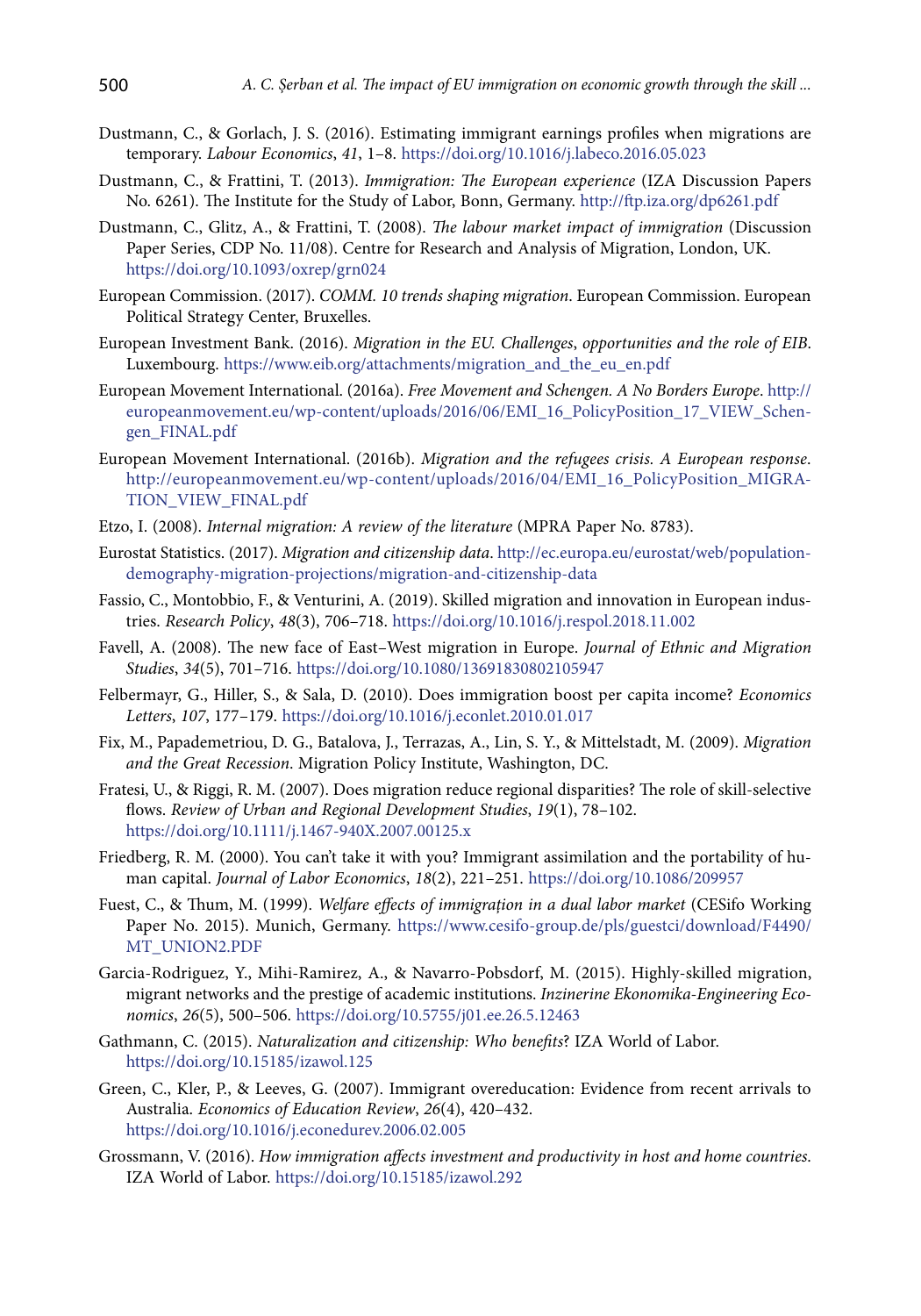Dustmann, C., & Gorlach, J. S. (2016). Estimating immigrant earnings profiles when migrations are temporary. *Labour Economics*, *41*, 1–8. https://doi.org/10.1016/j.labeco.2016.05.023

Dustmann, C., & Frattini, T. (2013). *Immigration: The European experience* (IZA Discussion Papers No. 6261). The Institute for the Study of Labor, Bonn, Germany. http://ftp.iza.org/dp6261.pdf

Dustmann, C., Glitz, A., & Frattini, T. (2008). *The labour market impact of immigration* (Discussion Paper Series, CDP No. 11/08). Centre for Research and Analysis of Migration, London, UK. https://doi.org/10.1093/oxrep/grn024

European Commission. (2017). *COMM. 10 trends shaping migration*. European Commission. European Political Strategy Center, Bruxelles.

European Investment Bank. (2016). *Migration in the EU. Challenges, opportunities and the role of EIB*. Luxembourg. https://www.eib.org/attachments/migration_and_the_eu_en.pdf

European Movement International. (2016a). *Free Movement and Schengen. A No Borders Europe*. http://europeanmovement.eu/wp-content/uploads/2016/06/EMI_16_PolicyPosition_17_VIEW_Schengen_FINAL.pdf

European Movement International. (2016b). *Migration and the refugees crisis. A European response*. http://europeanmovement.eu/wp-content/uploads/2016/04/EMI_16_PolicyPosition_MIGRATION_VIEW_FINAL.pdf

Etzo, I. (2008). *Internal migration: A review of the literature* (MPRA Paper No. 8783).

Eurostat Statistics. (2017). *Migration and citizenship data*. http://ec.europa.eu/eurostat/web/population-demography-migration-projections/migration-and-citizenship-data

Fassio, C., Montobbio, F., & Venturini, A. (2019). Skilled migration and innovation in European industries. *Research Policy*, *48*(3), 706–718. https://doi.org/10.1016/j.respol.2018.11.002

Favell, A. (2008). The new face of East–West migration in Europe. *Journal of Ethnic and Migration Studies*, *34*(5), 701–716. https://doi.org/10.1080/13691830802105947

Felbermayr, G., Hiller, S., & Sala, D. (2010). Does immigration boost per capita income? *Economics Letters*, *107*, 177–179. https://doi.org/10.1016/j.econlet.2010.01.017

Fix, M., Papademetriou, D. G., Batalova, J., Terrazas, A., Lin, S. Y., & Mittelstadt, M. (2009). *Migration and the Great Recession*. Migration Policy Institute, Washington, DC.

Fratesi, U., & Riggi, R. M. (2007). Does migration reduce regional disparities? The role of skill-selective flows. *Review of Urban and Regional Development Studies*, *19*(1), 78–102. https://doi.org/10.1111/j.1467-940X.2007.00125.x

Friedberg, R. M. (2000). You can't take it with you? Immigrant assimilation and the portability of human capital. *Journal of Labor Economics*, *18*(2), 221–251. https://doi.org/10.1086/209957

Fuest, C., & Thum, M. (1999). *Welfare effects of immigrațion in a dual labor market* (CESifo Working Paper No. 2015). Munich, Germany. https://www.cesifo-group.de/pls/guestci/download/F4490/MT_UNION2.PDF

Garcia-Rodriguez, Y., Mihi-Ramirez, A., & Navarro-Pobsdorf, M. (2015). Highly-skilled migration, migrant networks and the prestige of academic institutions. *Inzinerine Ekonomika-Engineering Economics*, *26*(5), 500–506. https://doi.org/10.5755/j01.ee.26.5.12463

Gathmann, C. (2015). *Naturalization and citizenship: Who benefits*? IZA World of Labor. https://doi.org/10.15185/izawol.125

Green, C., Kler, P., & Leeves, G. (2007). Immigrant overeducation: Evidence from recent arrivals to Australia. *Economics of Education Review*, *26*(4), 420–432. https://doi.org/10.1016/j.econedurev.2006.02.005

Grossmann, V. (2016). *How immigration affects investment and productivity in host and home countries*. IZA World of Labor. https://doi.org/10.15185/izawol.292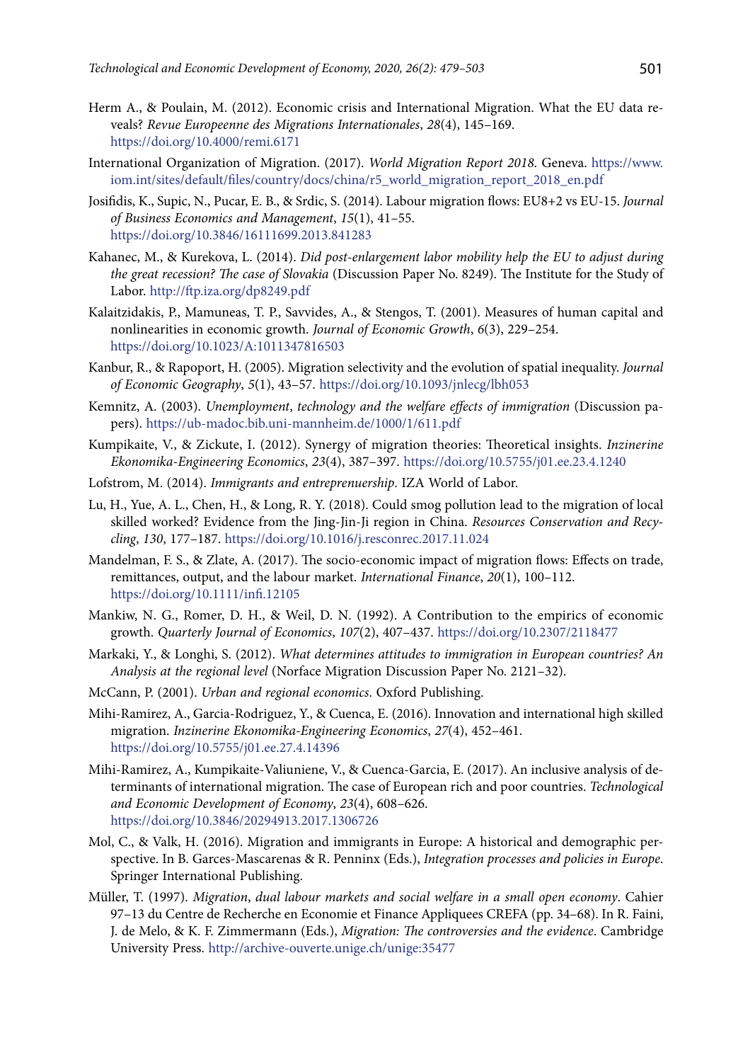Herm A., & Poulain, M. (2012). Economic crisis and International Migration. What the EU data reveals? *Revue Europeenne des Migrations Internationales*, *28*(4), 145–169. https://doi.org/10.4000/remi.6171

International Organization of Migration. (2017). *World Migration Report 2018*. Geneva. https://www.iom.int/sites/default/files/country/docs/china/r5_world_migration_report_2018_en.pdf

Josifidis, K., Supic, N., Pucar, E. B., & Srdic, S. (2014). Labour migration flows: EU8+2 vs EU-15. *Journal of Business Economics and Management*, *15*(1), 41–55. https://doi.org/10.3846/16111699.2013.841283

Kahanec, M., & Kurekova, L. (2014). *Did post-enlargement labor mobility help the EU to adjust during the great recession? The case of Slovakia* (Discussion Paper No. 8249). The Institute for the Study of Labor. http://ftp.iza.org/dp8249.pdf

Kalaitzidakis, P., Mamuneas, T. P., Savvides, A., & Stengos, T. (2001). Measures of human capital and nonlinearities in economic growth. *Journal of Economic Growth*, *6*(3), 229–254. https://doi.org/10.1023/A:1011347816503

Kanbur, R., & Rapoport, H. (2005). Migration selectivity and the evolution of spatial inequality. *Journal of Economic Geography*, *5*(1), 43–57. https://doi.org/10.1093/jnlecg/lbh053

Kemnitz, A. (2003). *Unemployment*, *technology and the welfare effects of immigration* (Discussion papers). https://ub-madoc.bib.uni-mannheim.de/1000/1/611.pdf

Kumpikaite, V., & Zickute, I. (2012). Synergy of migration theories: Theoretical insights. *Inzinerine Ekonomika-Engineering Economics*, *23*(4), 387–397. https://doi.org/10.5755/j01.ee.23.4.1240

Lofstrom, M. (2014). *Immigrants and entrepreneurship*. IZA World of Labor.

Lu, H., Yue, A. L., Chen, H., & Long, R. Y. (2018). Could smog pollution lead to the migration of local skilled worked? Evidence from the Jing-Jin-Ji region in China. *Resources Conservation and Recycling*, *130*, 177–187. https://doi.org/10.1016/j.resconrec.2017.11.024

Mandelman, F. S., & Zlate, A. (2017). The socio-economic impact of migration flows: Effects on trade, remittances, output, and the labour market. *International Finance*, *20*(1), 100–112. https://doi.org/10.1111/infi.12105

Mankiw, N. G., Romer, D. H., & Weil, D. N. (1992). A Contribution to the empirics of economic growth. *Quarterly Journal of Economics*, *107*(2), 407–437. https://doi.org/10.2307/2118477

Markaki, Y., & Longhi, S. (2012). *What determines attitudes to immigration in European countries? An Analysis at the regional level* (Norface Migration Discussion Paper No. 2121–32).

McCann, P. (2001). *Urban and regional economics*. Oxford Publishing.

Mihi-Ramirez, A., Garcia-Rodriguez, Y., & Cuenca, E. (2016). Innovation and international high skilled migration. *Inzinerine Ekonomika-Engineering Economics*, *27*(4), 452–461. https://doi.org/10.5755/j01.ee.27.4.14396

Mihi-Ramirez, A., Kumpikaite-Valiuniene, V., & Cuenca-Garcia, E. (2017). An inclusive analysis of determinants of international migration. The case of European rich and poor countries. *Technological and Economic Development of Economy*, *23*(4), 608–626. https://doi.org/10.3846/20294913.2017.1306726

Mol, C., & Valk, H. (2016). Migration and immigrants in Europe: A historical and demographic perspective. In B. Garces-Mascarenas & R. Penninx (Eds.), *Integration processes and policies in Europe*. Springer International Publishing.

Müller, T. (1997). *Migration*, *dual labour markets and social welfare in a small open economy*. Cahier 97–13 du Centre de Recherche en Economie et Finance Appliquees CREFA (pp. 34–68). In R. Faini, J. de Melo, & K. F. Zimmermann (Eds.), *Migration: The controversies and the evidence*. Cambridge University Press. http://archive-ouverte.unige.ch/unige:35477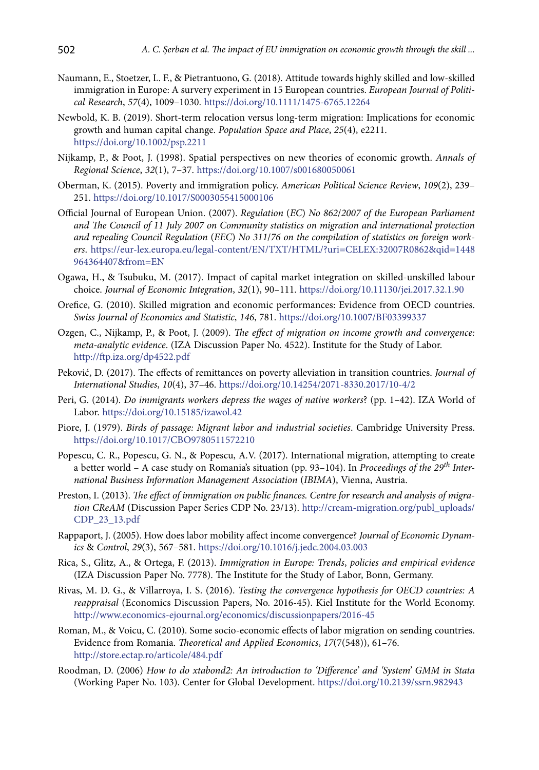Naumann, E., Stoetzer, L. F., & Pietrantuono, G. (2018). Attitude towards highly skilled and low-skilled immigration in Europe: A survery experiment in 15 European countries. *European Journal of Political Research*, *57*(4), 1009–1030. https://doi.org/10.1111/1475-6765.12264

Newbold, K. B. (2019). Short-term relocation versus long-term migration: Implications for economic growth and human capital change. *Population Space and Place*, *25*(4), e2211. https://doi.org/10.1002/psp.2211

Nijkamp, P., & Poot, J. (1998). Spatial perspectives on new theories of economic growth. *Annals of Regional Science*, *32*(1), 7–37. https://doi.org/10.1007/s001680050061

Oberman, K. (2015). Poverty and immigration policy. *American Political Science Review*, *109*(2), 239–251. https://doi.org/10.1017/S0003055415000106

Official Journal of European Union. (2007). *Regulation (EC) No 862/2007 of the European Parliament and The Council of 11 July 2007 on Community statistics on migration and international protection and repealing Council Regulation (EEC) No 311/76 on the compilation of statistics on foreign workers*. https://eur-lex.europa.eu/legal-content/EN/TXT/HTML/?uri=CELEX:32007R0862&qid=1448964364407&from=EN

Ogawa, H., & Tsubuku, M. (2017). Impact of capital market integration on skilled-unskilled labour choice. *Journal of Economic Integration*, *32*(1), 90–111. https://doi.org/10.11130/jei.2017.32.1.90

Orefice, G. (2010). Skilled migration and economic performances: Evidence from OECD countries. *Swiss Journal of Economics and Statistic*, *146*, 781. https://doi.org/10.1007/BF03399337

Ozgen, C., Nijkamp, P., & Poot, J. (2009). *The effect of migration on income growth and convergence: meta-analytic evidence*. (IZA Discussion Paper No. 4522). Institute for the Study of Labor. http://ftp.iza.org/dp4522.pdf

Peković, D. (2017). The effects of remittances on poverty alleviation in transition countries. *Journal of International Studies*, *10*(4), 37–46. https://doi.org/10.14254/2071-8330.2017/10-4/2

Peri, G. (2014). *Do immigrants workers depress the wages of native workers*? (pp. 1–42). IZA World of Labor. https://doi.org/10.15185/izawol.42

Piore, J. (1979). *Birds of passage: Migrant labor and industrial societies*. Cambridge University Press. https://doi.org/10.1017/CBO9780511572210

Popescu, C. R., Popescu, G. N., & Popescu, A.V. (2017). International migration, attempting to create a better world – A case study on Romania's situation (pp. 93–104). In *Proceedings of the 29th International Business Information Management Association (IBIMA)*, Vienna, Austria.

Preston, I. (2013). *The effect of immigration on public finances. Centre for research and analysis of migration CReAM* (Discussion Paper Series CDP No. 23/13). http://cream-migration.org/publ_uploads/CDP_23_13.pdf

Rappaport, J. (2005). How does labor mobility affect income convergence? *Journal of Economic Dynamics & Control*, *29*(3), 567–581. https://doi.org/10.1016/j.jedc.2004.03.003

Rica, S., Glitz, A., & Ortega, F. (2013). *Immigration in Europe: Trends, policies and empirical evidence* (IZA Discussion Paper No. 7778). The Institute for the Study of Labor, Bonn, Germany.

Rivas, M. D. G., & Villarroya, I. S. (2016). *Testing the convergence hypothesis for OECD countries: A reappraisal* (Economics Discussion Papers, No. 2016-45). Kiel Institute for the World Economy. http://www.economics-ejournal.org/economics/discussionpapers/2016-45

Roman, M., & Voicu, C. (2010). Some socio-economic effects of labor migration on sending countries. Evidence from Romania. *Theoretical and Applied Economics*, *17*(7(548)), 61–76. http://store.ectap.ro/articole/484.pdf

Roodman, D. (2006) *How to do xtabond2: An introduction to 'Difference' and 'System' GMM in Stata* (Working Paper No. 103). Center for Global Development. https://doi.org/10.2139/ssrn.982943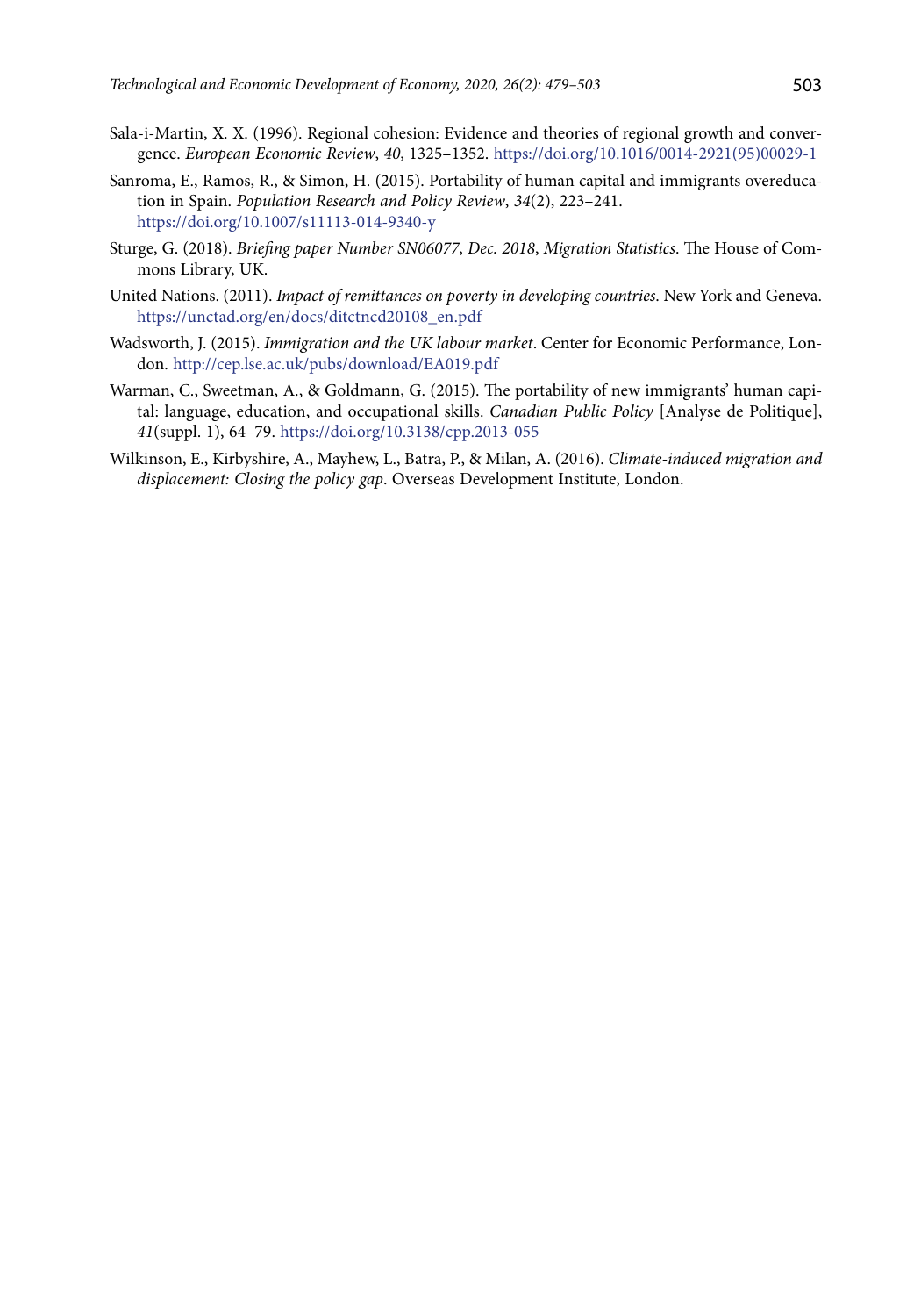Sala-i-Martin, X. X. (1996). Regional cohesion: Evidence and theories of regional growth and convergence. *European Economic Review*, *40*, 1325–1352. https://doi.org/10.1016/0014-2921(95)00029-1

Sanroma, E., Ramos, R., & Simon, H. (2015). Portability of human capital and immigrants overeducation in Spain. *Population Research and Policy Review*, *34*(2), 223–241. https://doi.org/10.1007/s11113-014-9340-y

Sturge, G. (2018). *Briefing paper Number SN06077*, *Dec. 2018*, *Migration Statistics*. The House of Commons Library, UK.

United Nations. (2011). *Impact of remittances on poverty in developing countries*. New York and Geneva. https://unctad.org/en/docs/ditctncd20108_en.pdf

Wadsworth, J. (2015). *Immigration and the UK labour market*. Center for Economic Performance, London. http://cep.lse.ac.uk/pubs/download/EA019.pdf

Warman, C., Sweetman, A., & Goldmann, G. (2015). The portability of new immigrants' human capital: language, education, and occupational skills. *Canadian Public Policy* [Analyse de Politique], *41*(suppl. 1), 64–79. https://doi.org/10.3138/cpp.2013-055

Wilkinson, E., Kirbyshire, A., Mayhew, L., Batra, P., & Milan, A. (2016). *Climate-induced migration and displacement: Closing the policy gap*. Overseas Development Institute, London.